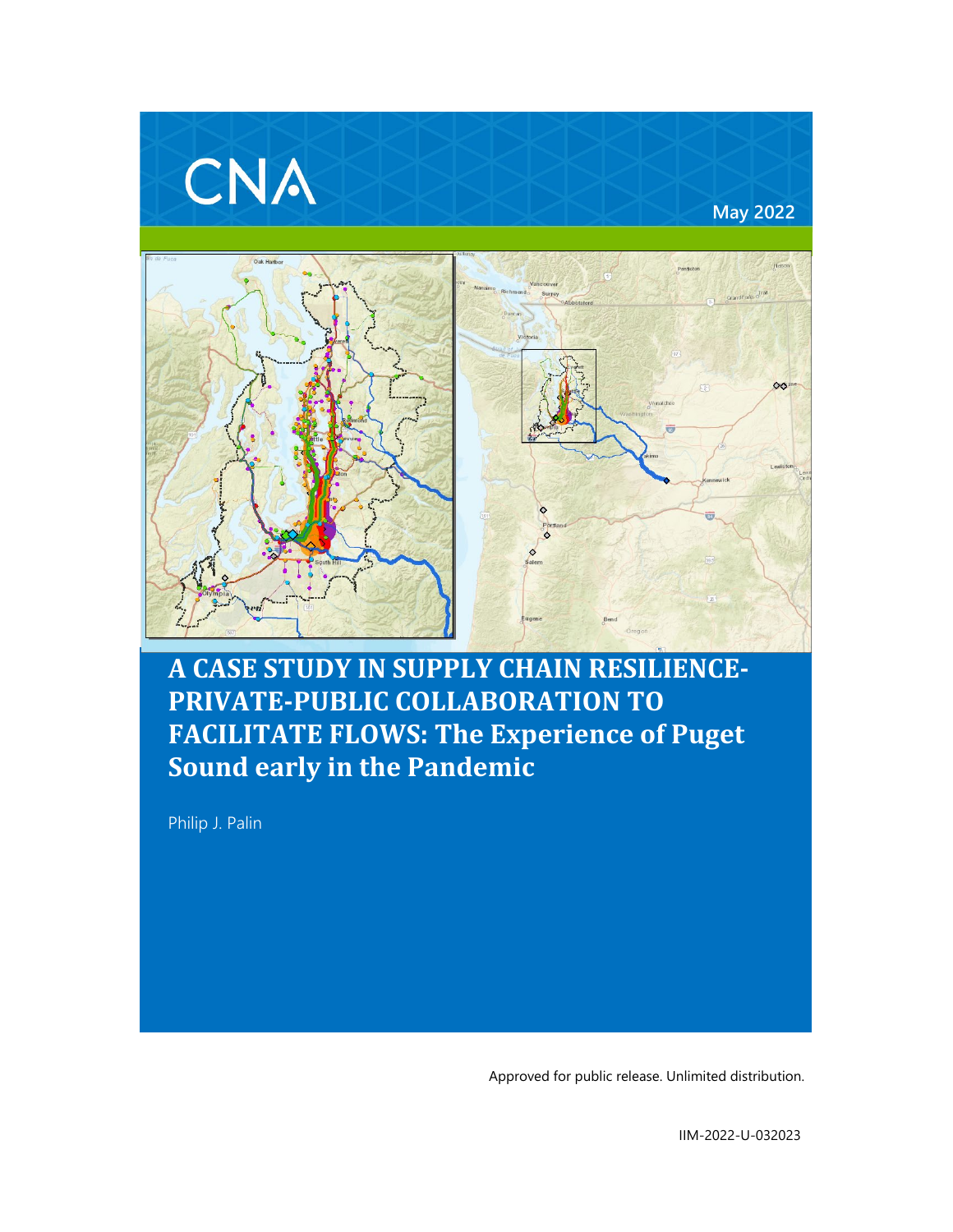CNA

May 2022

# A CASE STUDY IN SUPPLY CHAIN RESILIENCE-PRIVATE-PUBLIC COLLABORATION TO FACILITATE FLOWS: The Experience of Puget Sound early in the Pandemic

Philip J. Palin

Approved for public release. Unlimited distribution.

IIM-2022-U-032023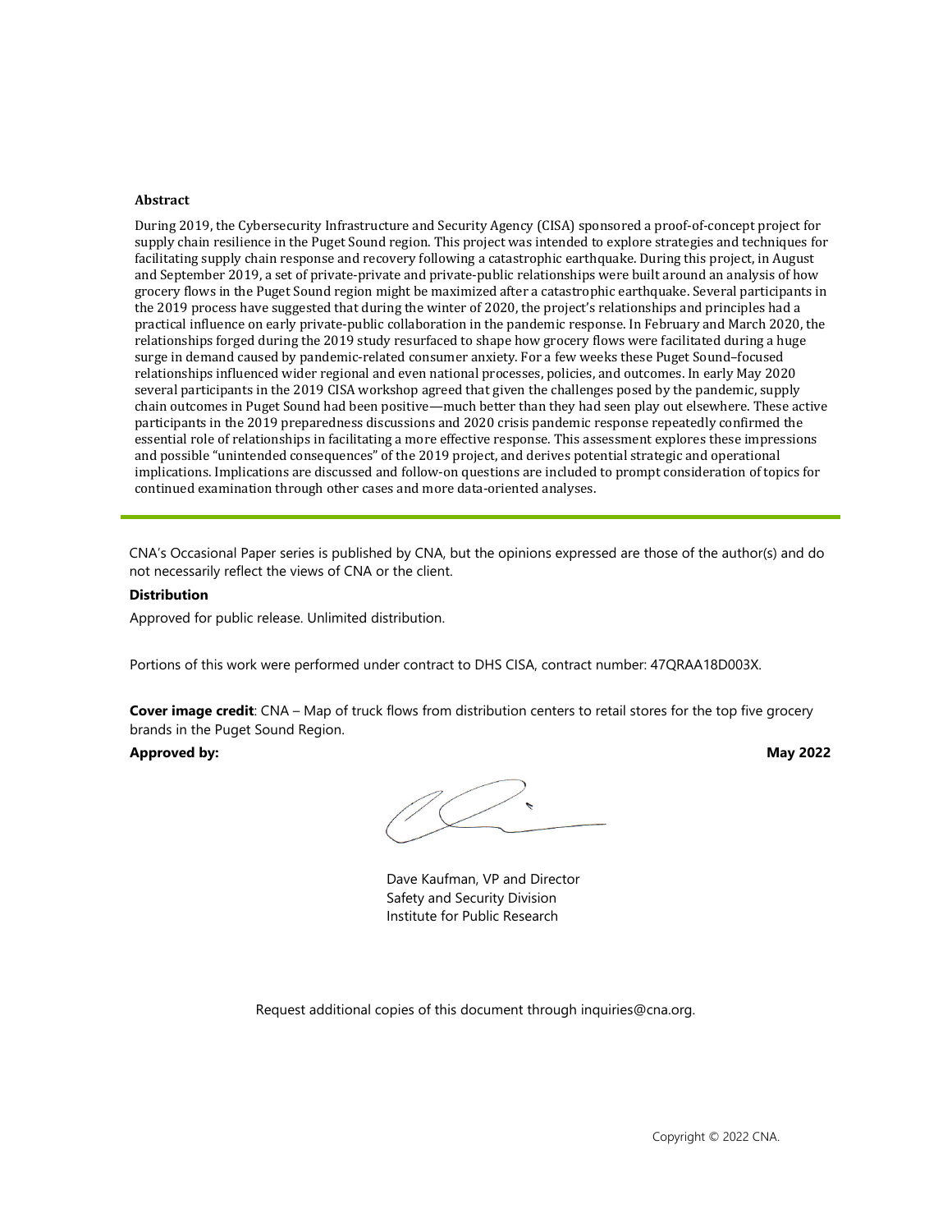**Abstract**

During 2019, the Cybersecurity Infrastructure and Security Agency (CISA) sponsored a proof-of-concept project for supply chain resilience in the Puget Sound region. This project was intended to explore strategies and techniques for facilitating supply chain response and recovery following a catastrophic earthquake. During this project, in August and September 2019, a set of private-private and private-public relationships were built around an analysis of how grocery flows in the Puget Sound region might be maximized after a catastrophic earthquake. Several participants in the 2019 process have suggested that during the winter of 2020, the project's relationships and principles had a practical influence on early private-public collaboration in the pandemic response. In February and March 2020, the relationships forged during the 2019 study resurfaced to shape how grocery flows were facilitated during a huge surge in demand caused by pandemic-related consumer anxiety. For a few weeks these Puget Sound–focused relationships influenced wider regional and even national processes, policies, and outcomes. In early May 2020 several participants in the 2019 CISA workshop agreed that given the challenges posed by the pandemic, supply chain outcomes in Puget Sound had been positive—much better than they had seen play out elsewhere. These active participants in the 2019 preparedness discussions and 2020 crisis pandemic response repeatedly confirmed the essential role of relationships in facilitating a more effective response. This assessment explores these impressions and possible "unintended consequences" of the 2019 project, and derives potential strategic and operational implications. Implications are discussed and follow-on questions are included to prompt consideration of topics for continued examination through other cases and more data-oriented analyses.

---

CNA's Occasional Paper series is published by CNA, but the opinions expressed are those of the author(s) and do not necessarily reflect the views of CNA or the client.

**Distribution**

Approved for public release. Unlimited distribution.

Portions of this work were performed under contract to DHS CISA, contract number: 47QRAA18D003X.

**Cover image credit**: CNA – Map of truck flows from distribution centers to retail stores for the top five grocery brands in the Puget Sound Region.

**Approved by:** **May 2022**

Dave Kaufman, VP and Director
Safety and Security Division
Institute for Public Research

Request additional copies of this document through inquiries@cna.org.

Copyright © 2022 CNA.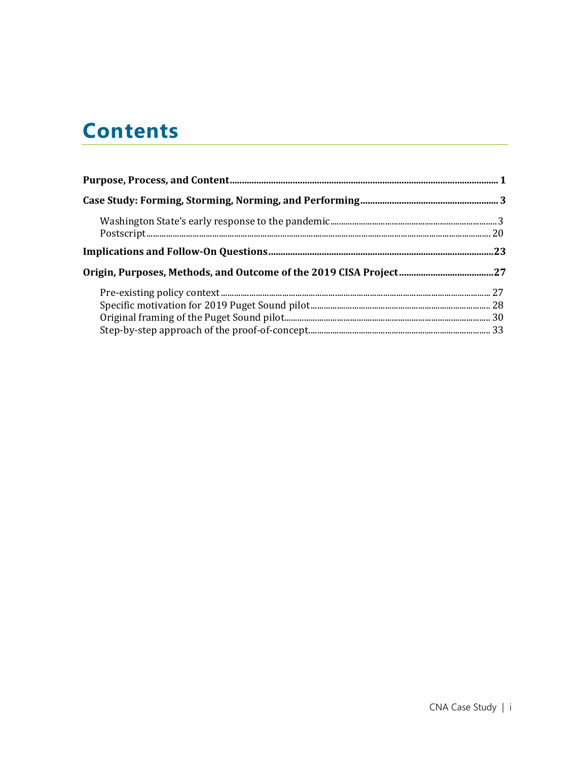# Contents

**Purpose, Process, and Content** ..... **1**

**Case Study: Forming, Storming, Norming, and Performing** ..... **3**

- Washington State's early response to the pandemic ..... 3
- Postscript ..... 20

**Implications and Follow-On Questions** ..... **23**

**Origin, Purposes, Methods, and Outcome of the 2019 CISA Project** ..... **27**

- Pre-existing policy context ..... 27
- Specific motivation for 2019 Puget Sound pilot ..... 28
- Original framing of the Puget Sound pilot ..... 30
- Step-by-step approach of the proof-of-concept ..... 33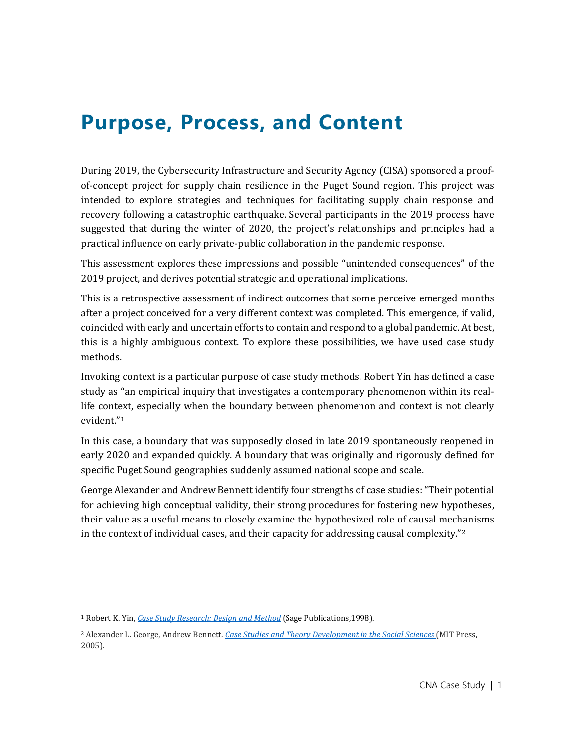# Purpose, Process, and Content

During 2019, the Cybersecurity Infrastructure and Security Agency (CISA) sponsored a proof-of-concept project for supply chain resilience in the Puget Sound region. This project was intended to explore strategies and techniques for facilitating supply chain response and recovery following a catastrophic earthquake. Several participants in the 2019 process have suggested that during the winter of 2020, the project's relationships and principles had a practical influence on early private-public collaboration in the pandemic response.

This assessment explores these impressions and possible "unintended consequences" of the 2019 project, and derives potential strategic and operational implications.

This is a retrospective assessment of indirect outcomes that some perceive emerged months after a project conceived for a very different context was completed. This emergence, if valid, coincided with early and uncertain efforts to contain and respond to a global pandemic. At best, this is a highly ambiguous context. To explore these possibilities, we have used case study methods.

Invoking context is a particular purpose of case study methods. Robert Yin has defined a case study as "an empirical inquiry that investigates a contemporary phenomenon within its real-life context, especially when the boundary between phenomenon and context is not clearly evident."[1]

In this case, a boundary that was supposedly closed in late 2019 spontaneously reopened in early 2020 and expanded quickly. A boundary that was originally and rigorously defined for specific Puget Sound geographies suddenly assumed national scope and scale.

George Alexander and Andrew Bennett identify four strengths of case studies: "Their potential for achieving high conceptual validity, their strong procedures for fostering new hypotheses, their value as a useful means to closely examine the hypothesized role of causal mechanisms in the context of individual cases, and their capacity for addressing causal complexity."[2]

---

[1] Robert K. Yin, *Case Study Research: Design and Method* (Sage Publications,1998).

[2] Alexander L. George, Andrew Bennett. *Case Studies and Theory Development in the Social Sciences* (MIT Press, 2005).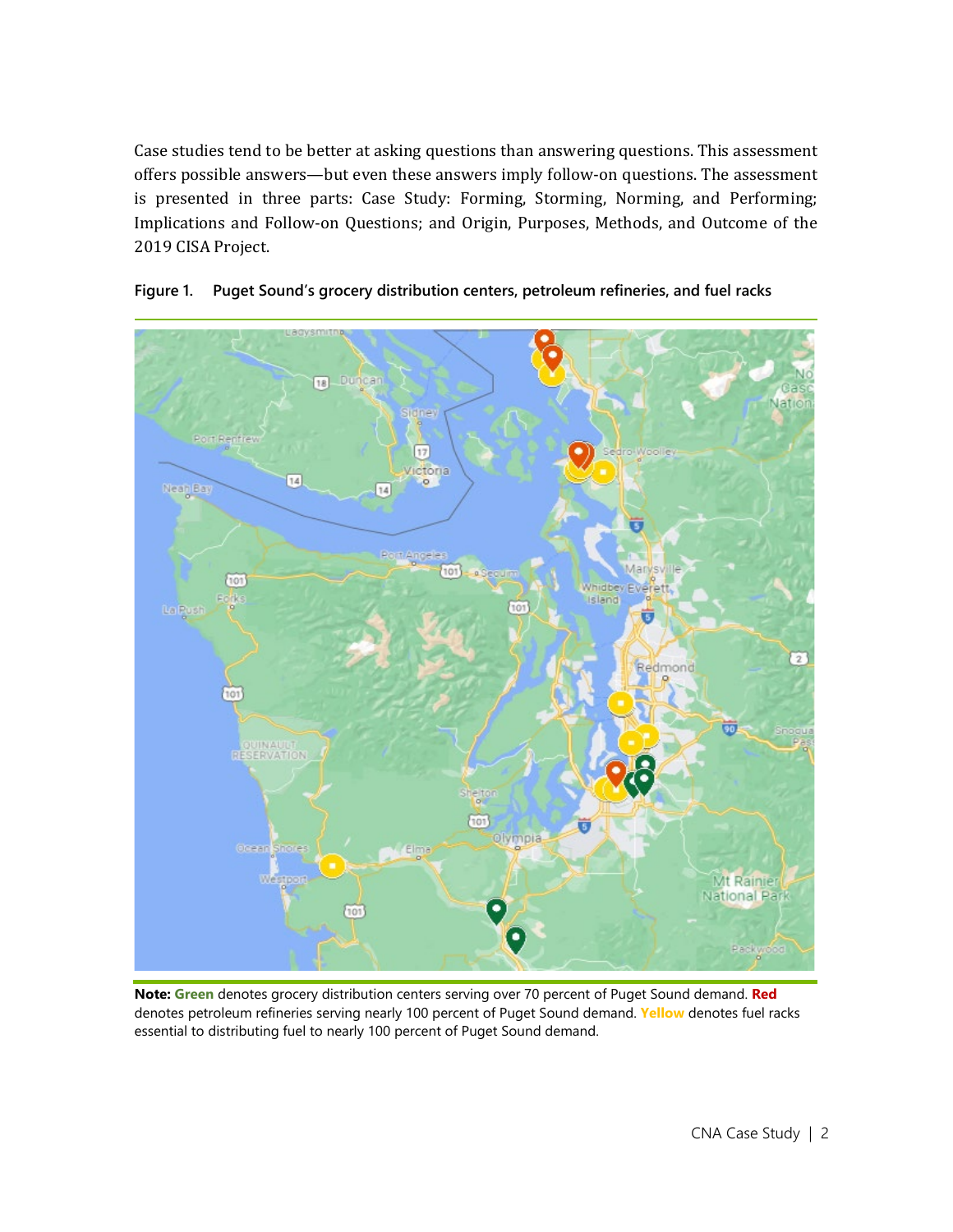Case studies tend to be better at asking questions than answering questions. This assessment offers possible answers—but even these answers imply follow-on questions. The assessment is presented in three parts: Case Study: Forming, Storming, Norming, and Performing; Implications and Follow-on Questions; and Origin, Purposes, Methods, and Outcome of the 2019 CISA Project.

**Figure 1. Puget Sound's grocery distribution centers, petroleum refineries, and fuel racks**

**Note:** **Green** denotes grocery distribution centers serving over 70 percent of Puget Sound demand. **Red** denotes petroleum refineries serving nearly 100 percent of Puget Sound demand. **Yellow** denotes fuel racks essential to distributing fuel to nearly 100 percent of Puget Sound demand.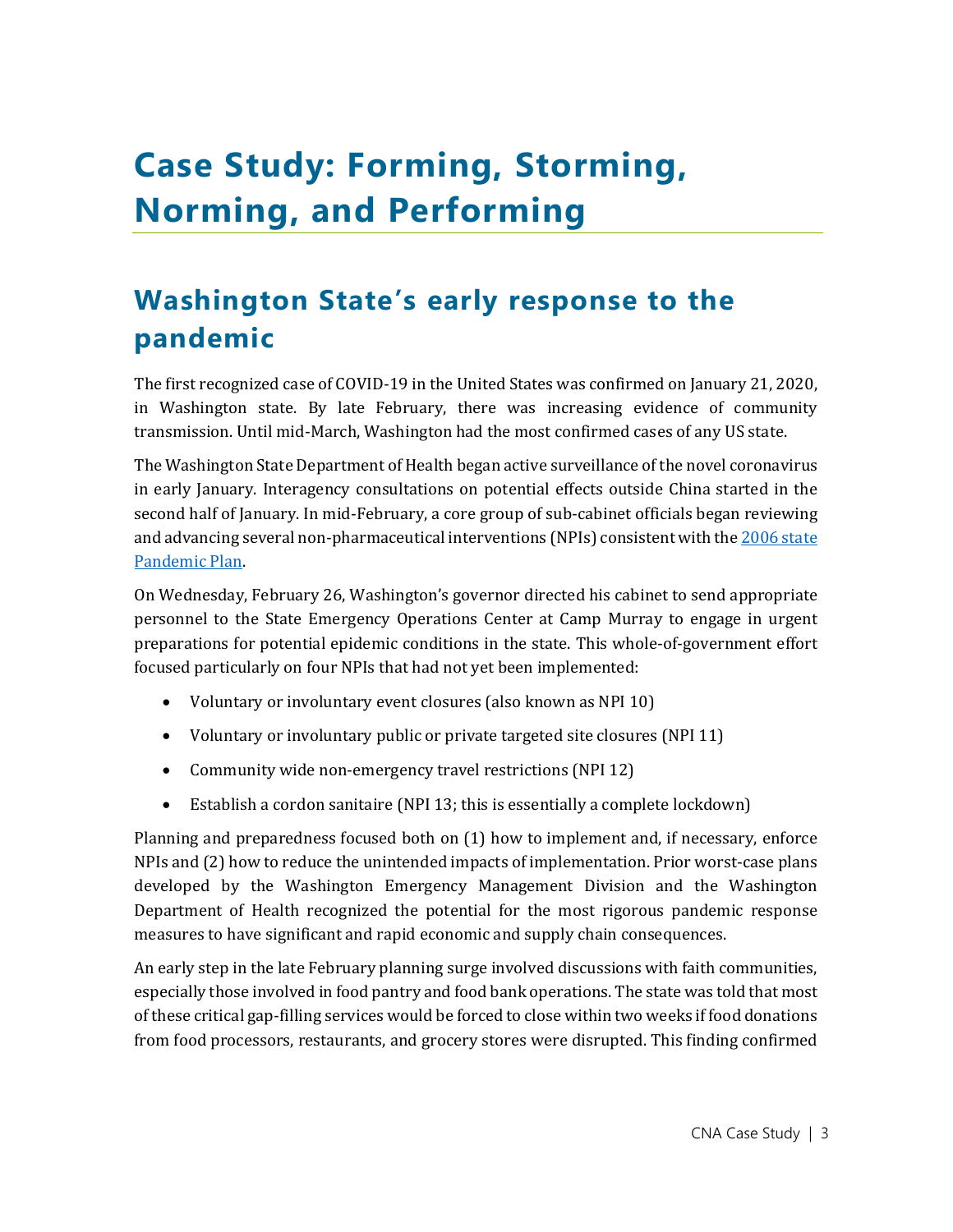# Case Study: Forming, Storming, Norming, and Performing

## Washington State's early response to the pandemic

The first recognized case of COVID-19 in the United States was confirmed on January 21, 2020, in Washington state. By late February, there was increasing evidence of community transmission. Until mid-March, Washington had the most confirmed cases of any US state.

The Washington State Department of Health began active surveillance of the novel coronavirus in early January. Interagency consultations on potential effects outside China started in the second half of January. In mid-February, a core group of sub-cabinet officials began reviewing and advancing several non-pharmaceutical interventions (NPIs) consistent with the [2006 state Pandemic Plan](#).

On Wednesday, February 26, Washington's governor directed his cabinet to send appropriate personnel to the State Emergency Operations Center at Camp Murray to engage in urgent preparations for potential epidemic conditions in the state. This whole-of-government effort focused particularly on four NPIs that had not yet been implemented:

- Voluntary or involuntary event closures (also known as NPI 10)
- Voluntary or involuntary public or private targeted site closures (NPI 11)
- Community wide non-emergency travel restrictions (NPI 12)
- Establish a cordon sanitaire (NPI 13; this is essentially a complete lockdown)

Planning and preparedness focused both on (1) how to implement and, if necessary, enforce NPIs and (2) how to reduce the unintended impacts of implementation. Prior worst-case plans developed by the Washington Emergency Management Division and the Washington Department of Health recognized the potential for the most rigorous pandemic response measures to have significant and rapid economic and supply chain consequences.

An early step in the late February planning surge involved discussions with faith communities, especially those involved in food pantry and food bank operations. The state was told that most of these critical gap-filling services would be forced to close within two weeks if food donations from food processors, restaurants, and grocery stores were disrupted. This finding confirmed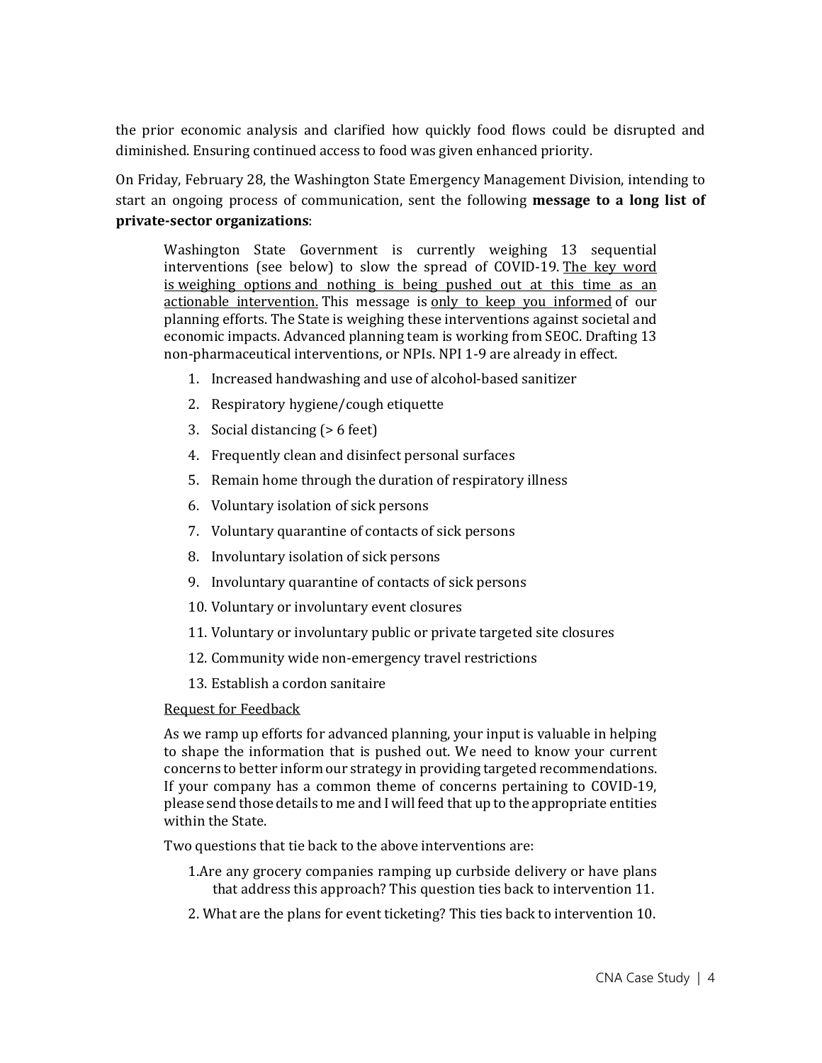the prior economic analysis and clarified how quickly food flows could be disrupted and diminished. Ensuring continued access to food was given enhanced priority.

On Friday, February 28, the Washington State Emergency Management Division, intending to start an ongoing process of communication, sent the following **message to a long list of private-sector organizations**:

> Washington State Government is currently weighing 13 sequential interventions (see below) to slow the spread of COVID-19. <u>The key word is weighing options and nothing is being pushed out at this time as an actionable intervention.</u> This message is <u>only to keep you informed</u> of our planning efforts. The State is weighing these interventions against societal and economic impacts. Advanced planning team is working from SEOC. Drafting 13 non-pharmaceutical interventions, or NPIs. NPI 1-9 are already in effect.
>
> 1. Increased handwashing and use of alcohol-based sanitizer
> 2. Respiratory hygiene/cough etiquette
> 3. Social distancing (> 6 feet)
> 4. Frequently clean and disinfect personal surfaces
> 5. Remain home through the duration of respiratory illness
> 6. Voluntary isolation of sick persons
> 7. Voluntary quarantine of contacts of sick persons
> 8. Involuntary isolation of sick persons
> 9. Involuntary quarantine of contacts of sick persons
> 10. Voluntary or involuntary event closures
> 11. Voluntary or involuntary public or private targeted site closures
> 12. Community wide non-emergency travel restrictions
> 13. Establish a cordon sanitaire
>
> <u>Request for Feedback</u>
>
> As we ramp up efforts for advanced planning, your input is valuable in helping to shape the information that is pushed out. We need to know your current concerns to better inform our strategy in providing targeted recommendations. If your company has a common theme of concerns pertaining to COVID-19, please send those details to me and I will feed that up to the appropriate entities within the State.
>
> Two questions that tie back to the above interventions are:
>
> 1. Are any grocery companies ramping up curbside delivery or have plans that address this approach? This question ties back to intervention 11.
> 2. What are the plans for event ticketing? This ties back to intervention 10.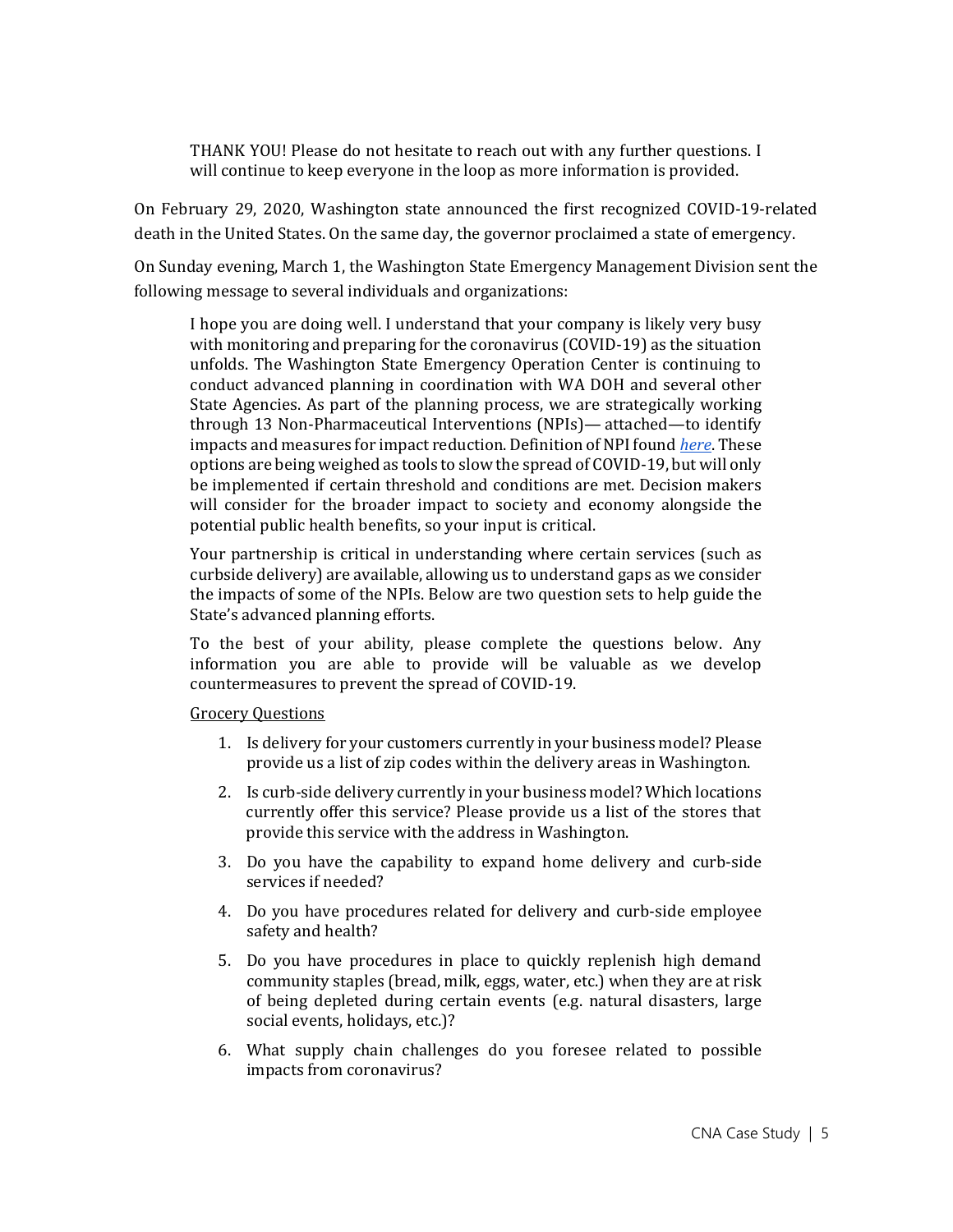> THANK YOU! Please do not hesitate to reach out with any further questions. I will continue to keep everyone in the loop as more information is provided.

On February 29, 2020, Washington state announced the first recognized COVID-19-related death in the United States. On the same day, the governor proclaimed a state of emergency.

On Sunday evening, March 1, the Washington State Emergency Management Division sent the following message to several individuals and organizations:

> I hope you are doing well. I understand that your company is likely very busy with monitoring and preparing for the coronavirus (COVID-19) as the situation unfolds. The Washington State Emergency Operation Center is continuing to conduct advanced planning in coordination with WA DOH and several other State Agencies. As part of the planning process, we are strategically working through 13 Non-Pharmaceutical Interventions (NPIs)— attached—to identify impacts and measures for impact reduction. Definition of NPI found *here*. These options are being weighed as tools to slow the spread of COVID-19, but will only be implemented if certain threshold and conditions are met. Decision makers will consider for the broader impact to society and economy alongside the potential public health benefits, so your input is critical.
>
> Your partnership is critical in understanding where certain services (such as curbside delivery) are available, allowing us to understand gaps as we consider the impacts of some of the NPIs. Below are two question sets to help guide the State's advanced planning efforts.
>
> To the best of your ability, please complete the questions below. Any information you are able to provide will be valuable as we develop countermeasures to prevent the spread of COVID-19.
>
> Grocery Questions
>
> 1. Is delivery for your customers currently in your business model? Please provide us a list of zip codes within the delivery areas in Washington.
> 2. Is curb-side delivery currently in your business model? Which locations currently offer this service? Please provide us a list of the stores that provide this service with the address in Washington.
> 3. Do you have the capability to expand home delivery and curb-side services if needed?
> 4. Do you have procedures related for delivery and curb-side employee safety and health?
> 5. Do you have procedures in place to quickly replenish high demand community staples (bread, milk, eggs, water, etc.) when they are at risk of being depleted during certain events (e.g. natural disasters, large social events, holidays, etc.)?
> 6. What supply chain challenges do you foresee related to possible impacts from coronavirus?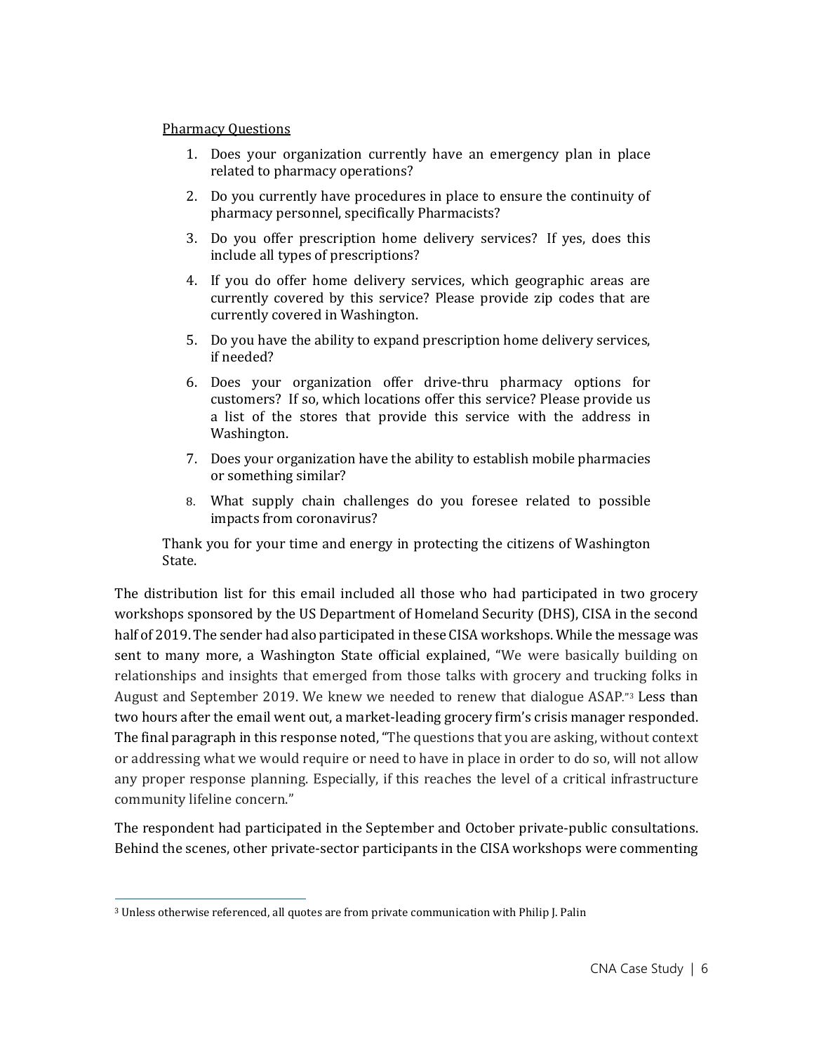<u>Pharmacy Questions</u>

1. Does your organization currently have an emergency plan in place related to pharmacy operations?
2. Do you currently have procedures in place to ensure the continuity of pharmacy personnel, specifically Pharmacists?
3. Do you offer prescription home delivery services? If yes, does this include all types of prescriptions?
4. If you do offer home delivery services, which geographic areas are currently covered by this service? Please provide zip codes that are currently covered in Washington.
5. Do you have the ability to expand prescription home delivery services, if needed?
6. Does your organization offer drive-thru pharmacy options for customers? If so, which locations offer this service? Please provide us a list of the stores that provide this service with the address in Washington.
7. Does your organization have the ability to establish mobile pharmacies or something similar?
8. What supply chain challenges do you foresee related to possible impacts from coronavirus?

Thank you for your time and energy in protecting the citizens of Washington State.

The distribution list for this email included all those who had participated in two grocery workshops sponsored by the US Department of Homeland Security (DHS), CISA in the second half of 2019. The sender had also participated in these CISA workshops. While the message was sent to many more, a Washington State official explained, "We were basically building on relationships and insights that emerged from those talks with grocery and trucking folks in August and September 2019. We knew we needed to renew that dialogue ASAP."[3] Less than two hours after the email went out, a market-leading grocery firm's crisis manager responded. The final paragraph in this response noted, "The questions that you are asking, without context or addressing what we would require or need to have in place in order to do so, will not allow any proper response planning. Especially, if this reaches the level of a critical infrastructure community lifeline concern."

The respondent had participated in the September and October private-public consultations. Behind the scenes, other private-sector participants in the CISA workshops were commenting

[3] Unless otherwise referenced, all quotes are from private communication with Philip J. Palin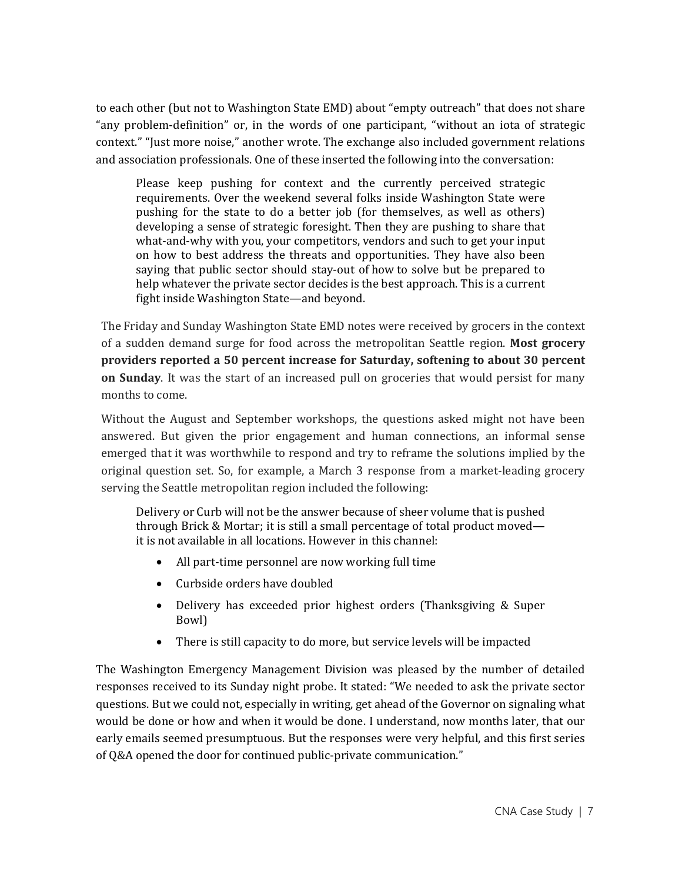to each other (but not to Washington State EMD) about "empty outreach" that does not share "any problem-definition" or, in the words of one participant, "without an iota of strategic context." "Just more noise," another wrote. The exchange also included government relations and association professionals. One of these inserted the following into the conversation:

> Please keep pushing for context and the currently perceived strategic requirements. Over the weekend several folks inside Washington State were pushing for the state to do a better job (for themselves, as well as others) developing a sense of strategic foresight. Then they are pushing to share that what-and-why with you, your competitors, vendors and such to get your input on how to best address the threats and opportunities. They have also been saying that public sector should stay-out of how to solve but be prepared to help whatever the private sector decides is the best approach. This is a current fight inside Washington State—and beyond.

The Friday and Sunday Washington State EMD notes were received by grocers in the context of a sudden demand surge for food across the metropolitan Seattle region. **Most grocery providers reported a 50 percent increase for Saturday, softening to about 30 percent on Sunday**. It was the start of an increased pull on groceries that would persist for many months to come.

Without the August and September workshops, the questions asked might not have been answered. But given the prior engagement and human connections, an informal sense emerged that it was worthwhile to respond and try to reframe the solutions implied by the original question set. So, for example, a March 3 response from a market-leading grocery serving the Seattle metropolitan region included the following:

> Delivery or Curb will not be the answer because of sheer volume that is pushed through Brick & Mortar; it is still a small percentage of total product moved—it is not available in all locations. However in this channel:
>
> - All part-time personnel are now working full time
> - Curbside orders have doubled
> - Delivery has exceeded prior highest orders (Thanksgiving & Super Bowl)
> - There is still capacity to do more, but service levels will be impacted

The Washington Emergency Management Division was pleased by the number of detailed responses received to its Sunday night probe. It stated: "We needed to ask the private sector questions. But we could not, especially in writing, get ahead of the Governor on signaling what would be done or how and when it would be done. I understand, now months later, that our early emails seemed presumptuous. But the responses were very helpful, and this first series of Q&A opened the door for continued public-private communication."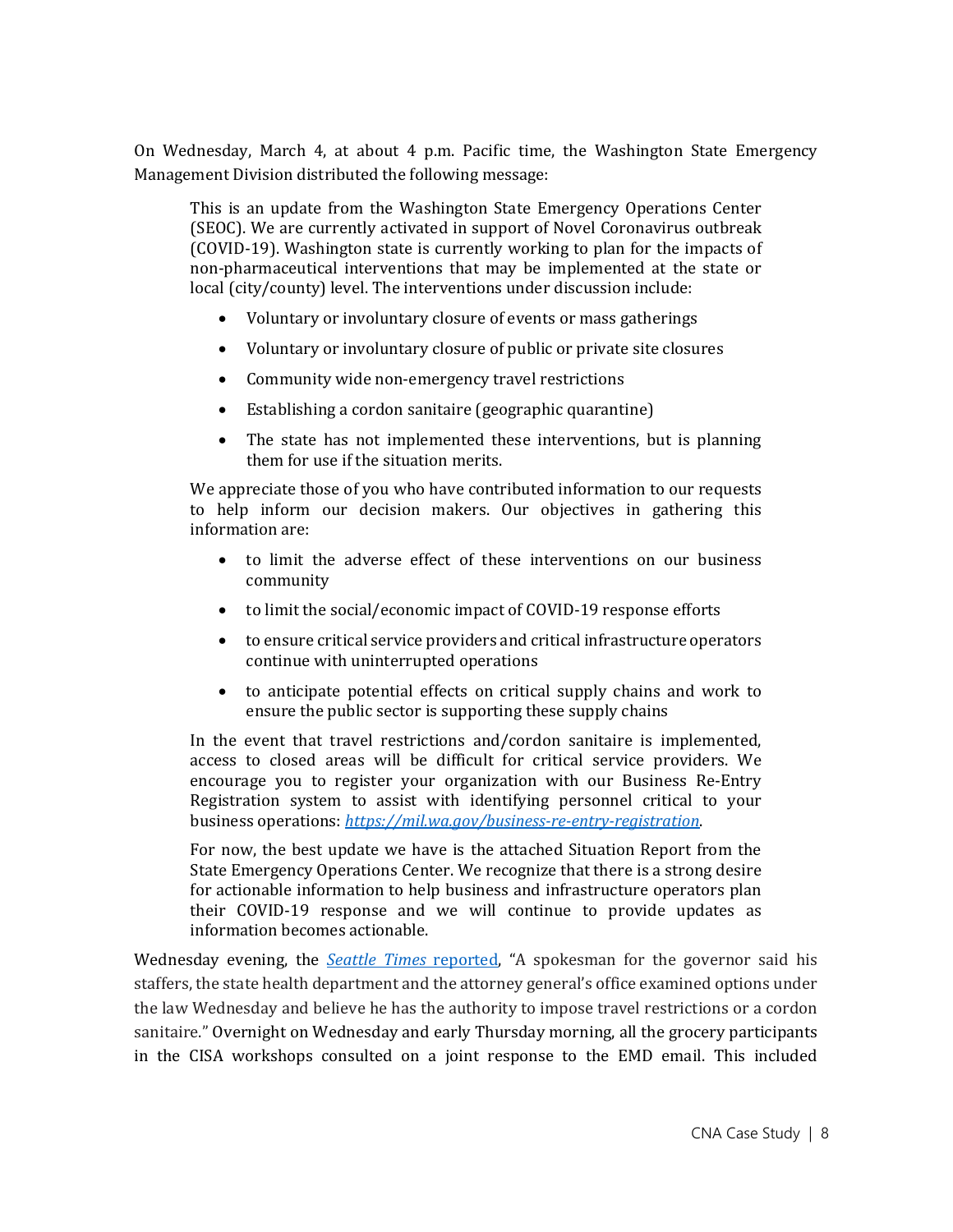On Wednesday, March 4, at about 4 p.m. Pacific time, the Washington State Emergency Management Division distributed the following message:

> This is an update from the Washington State Emergency Operations Center (SEOC). We are currently activated in support of Novel Coronavirus outbreak (COVID-19). Washington state is currently working to plan for the impacts of non-pharmaceutical interventions that may be implemented at the state or local (city/county) level. The interventions under discussion include:
>
> - Voluntary or involuntary closure of events or mass gatherings
> - Voluntary or involuntary closure of public or private site closures
> - Community wide non-emergency travel restrictions
> - Establishing a cordon sanitaire (geographic quarantine)
> - The state has not implemented these interventions, but is planning them for use if the situation merits.
>
> We appreciate those of you who have contributed information to our requests to help inform our decision makers. Our objectives in gathering this information are:
>
> - to limit the adverse effect of these interventions on our business community
> - to limit the social/economic impact of COVID-19 response efforts
> - to ensure critical service providers and critical infrastructure operators continue with uninterrupted operations
> - to anticipate potential effects on critical supply chains and work to ensure the public sector is supporting these supply chains
>
> In the event that travel restrictions and/cordon sanitaire is implemented, access to closed areas will be difficult for critical service providers. We encourage you to register your organization with our Business Re-Entry Registration system to assist with identifying personnel critical to your business operations: *https://mil.wa.gov/business-re-entry-registration*.
>
> For now, the best update we have is the attached Situation Report from the State Emergency Operations Center. We recognize that there is a strong desire for actionable information to help business and infrastructure operators plan their COVID-19 response and we will continue to provide updates as information becomes actionable.

Wednesday evening, the *Seattle Times* reported, "A spokesman for the governor said his staffers, the state health department and the attorney general's office examined options under the law Wednesday and believe he has the authority to impose travel restrictions or a cordon sanitaire." Overnight on Wednesday and early Thursday morning, all the grocery participants in the CISA workshops consulted on a joint response to the EMD email. This included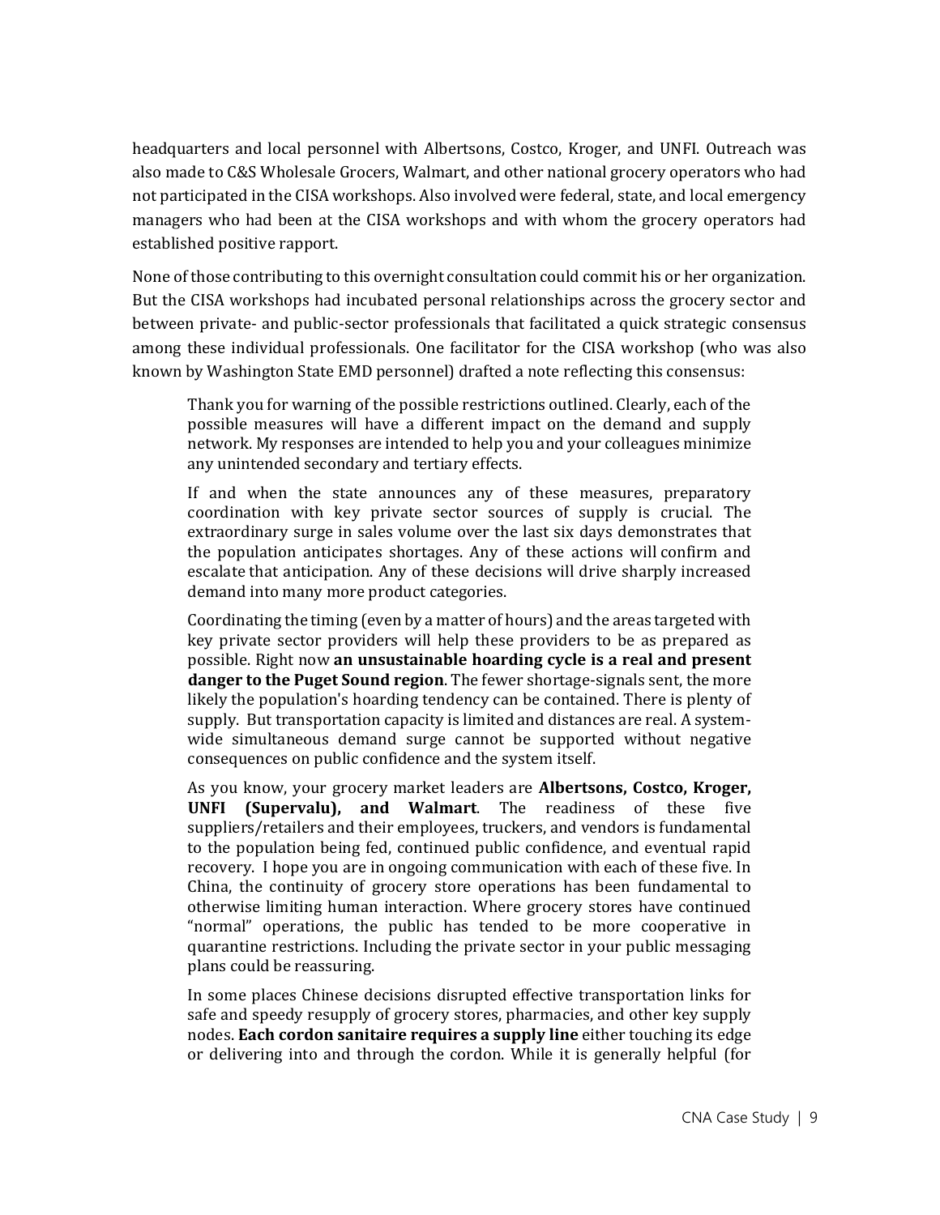headquarters and local personnel with Albertsons, Costco, Kroger, and UNFI. Outreach was also made to C&S Wholesale Grocers, Walmart, and other national grocery operators who had not participated in the CISA workshops. Also involved were federal, state, and local emergency managers who had been at the CISA workshops and with whom the grocery operators had established positive rapport.

None of those contributing to this overnight consultation could commit his or her organization. But the CISA workshops had incubated personal relationships across the grocery sector and between private- and public-sector professionals that facilitated a quick strategic consensus among these individual professionals. One facilitator for the CISA workshop (who was also known by Washington State EMD personnel) drafted a note reflecting this consensus:

> Thank you for warning of the possible restrictions outlined. Clearly, each of the possible measures will have a different impact on the demand and supply network. My responses are intended to help you and your colleagues minimize any unintended secondary and tertiary effects.
>
> If and when the state announces any of these measures, preparatory coordination with key private sector sources of supply is crucial. The extraordinary surge in sales volume over the last six days demonstrates that the population anticipates shortages. Any of these actions will confirm and escalate that anticipation. Any of these decisions will drive sharply increased demand into many more product categories.
>
> Coordinating the timing (even by a matter of hours) and the areas targeted with key private sector providers will help these providers to be as prepared as possible. Right now **an unsustainable hoarding cycle is a real and present danger to the Puget Sound region**. The fewer shortage-signals sent, the more likely the population's hoarding tendency can be contained. There is plenty of supply. But transportation capacity is limited and distances are real. A system-wide simultaneous demand surge cannot be supported without negative consequences on public confidence and the system itself.
>
> As you know, your grocery market leaders are **Albertsons, Costco, Kroger, UNFI (Supervalu), and Walmart**. The readiness of these five suppliers/retailers and their employees, truckers, and vendors is fundamental to the population being fed, continued public confidence, and eventual rapid recovery. I hope you are in ongoing communication with each of these five. In China, the continuity of grocery store operations has been fundamental to otherwise limiting human interaction. Where grocery stores have continued "normal" operations, the public has tended to be more cooperative in quarantine restrictions. Including the private sector in your public messaging plans could be reassuring.
>
> In some places Chinese decisions disrupted effective transportation links for safe and speedy resupply of grocery stores, pharmacies, and other key supply nodes. **Each cordon sanitaire requires a supply line** either touching its edge or delivering into and through the cordon. While it is generally helpful (for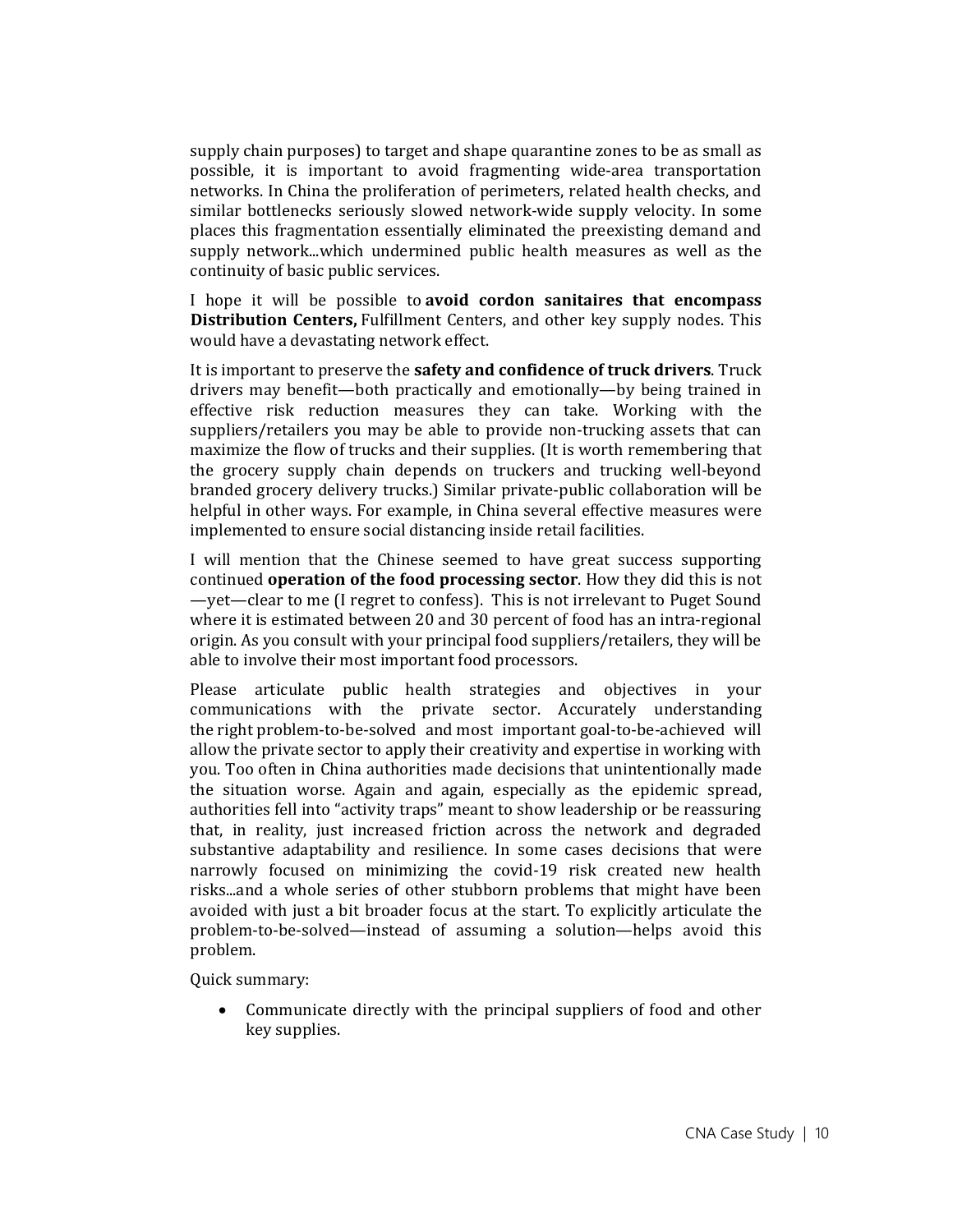supply chain purposes) to target and shape quarantine zones to be as small as possible, it is important to avoid fragmenting wide-area transportation networks. In China the proliferation of perimeters, related health checks, and similar bottlenecks seriously slowed network-wide supply velocity. In some places this fragmentation essentially eliminated the preexisting demand and supply network...which undermined public health measures as well as the continuity of basic public services.

I hope it will be possible to **avoid cordon sanitaires that encompass Distribution Centers,** Fulfillment Centers, and other key supply nodes. This would have a devastating network effect.

It is important to preserve the **safety and confidence of truck drivers**. Truck drivers may benefit—both practically and emotionally—by being trained in effective risk reduction measures they can take. Working with the suppliers/retailers you may be able to provide non-trucking assets that can maximize the flow of trucks and their supplies. (It is worth remembering that the grocery supply chain depends on truckers and trucking well-beyond branded grocery delivery trucks.) Similar private-public collaboration will be helpful in other ways. For example, in China several effective measures were implemented to ensure social distancing inside retail facilities.

I will mention that the Chinese seemed to have great success supporting continued **operation of the food processing sector**. How they did this is not —yet—clear to me (I regret to confess). This is not irrelevant to Puget Sound where it is estimated between 20 and 30 percent of food has an intra-regional origin. As you consult with your principal food suppliers/retailers, they will be able to involve their most important food processors.

Please articulate public health strategies and objectives in your communications with the private sector. Accurately understanding the right problem-to-be-solved and most important goal-to-be-achieved will allow the private sector to apply their creativity and expertise in working with you. Too often in China authorities made decisions that unintentionally made the situation worse. Again and again, especially as the epidemic spread, authorities fell into "activity traps" meant to show leadership or be reassuring that, in reality, just increased friction across the network and degraded substantive adaptability and resilience. In some cases decisions that were narrowly focused on minimizing the covid-19 risk created new health risks...and a whole series of other stubborn problems that might have been avoided with just a bit broader focus at the start. To explicitly articulate the problem-to-be-solved—instead of assuming a solution—helps avoid this problem.

Quick summary:

- Communicate directly with the principal suppliers of food and other key supplies.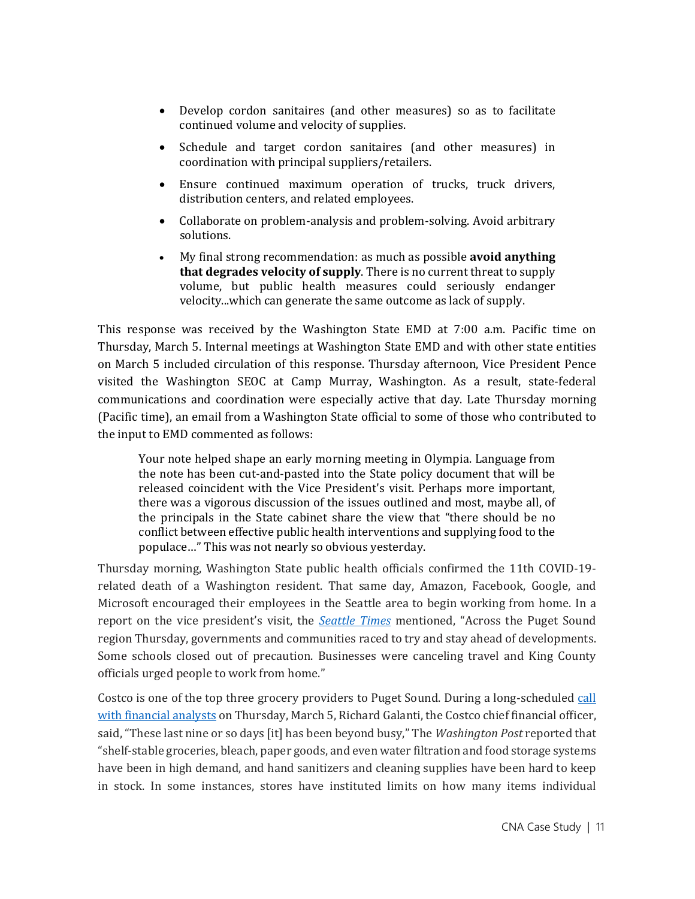- Develop cordon sanitaires (and other measures) so as to facilitate continued volume and velocity of supplies.
- Schedule and target cordon sanitaires (and other measures) in coordination with principal suppliers/retailers.
- Ensure continued maximum operation of trucks, truck drivers, distribution centers, and related employees.
- Collaborate on problem-analysis and problem-solving. Avoid arbitrary solutions.
- My final strong recommendation: as much as possible **avoid anything that degrades velocity of supply**. There is no current threat to supply volume, but public health measures could seriously endanger velocity...which can generate the same outcome as lack of supply.

This response was received by the Washington State EMD at 7:00 a.m. Pacific time on Thursday, March 5. Internal meetings at Washington State EMD and with other state entities on March 5 included circulation of this response. Thursday afternoon, Vice President Pence visited the Washington SEOC at Camp Murray, Washington. As a result, state-federal communications and coordination were especially active that day. Late Thursday morning (Pacific time), an email from a Washington State official to some of those who contributed to the input to EMD commented as follows:

> Your note helped shape an early morning meeting in Olympia. Language from the note has been cut-and-pasted into the State policy document that will be released coincident with the Vice President's visit. Perhaps more important, there was a vigorous discussion of the issues outlined and most, maybe all, of the principals in the State cabinet share the view that "there should be no conflict between effective public health interventions and supplying food to the populace…" This was not nearly so obvious yesterday.

Thursday morning, Washington State public health officials confirmed the 11th COVID-19-related death of a Washington resident. That same day, Amazon, Facebook, Google, and Microsoft encouraged their employees in the Seattle area to begin working from home. In a report on the vice president's visit, the *Seattle Times* mentioned, "Across the Puget Sound region Thursday, governments and communities raced to try and stay ahead of developments. Some schools closed out of precaution. Businesses were canceling travel and King County officials urged people to work from home."

Costco is one of the top three grocery providers to Puget Sound. During a long-scheduled call with financial analysts on Thursday, March 5, Richard Galanti, the Costco chief financial officer, said, "These last nine or so days [it] has been beyond busy," The *Washington Post* reported that "shelf-stable groceries, bleach, paper goods, and even water filtration and food storage systems have been in high demand, and hand sanitizers and cleaning supplies have been hard to keep in stock. In some instances, stores have instituted limits on how many items individual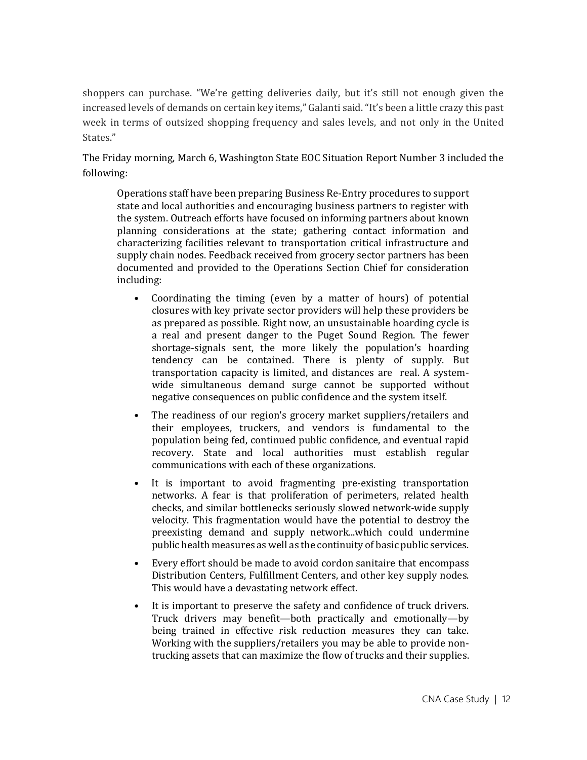shoppers can purchase. "We're getting deliveries daily, but it's still not enough given the increased levels of demands on certain key items," Galanti said. "It's been a little crazy this past week in terms of outsized shopping frequency and sales levels, and not only in the United States."

The Friday morning, March 6, Washington State EOC Situation Report Number 3 included the following:

> Operations staff have been preparing Business Re-Entry procedures to support state and local authorities and encouraging business partners to register with the system. Outreach efforts have focused on informing partners about known planning considerations at the state; gathering contact information and characterizing facilities relevant to transportation critical infrastructure and supply chain nodes. Feedback received from grocery sector partners has been documented and provided to the Operations Section Chief for consideration including:
>
> - Coordinating the timing (even by a matter of hours) of potential closures with key private sector providers will help these providers be as prepared as possible. Right now, an unsustainable hoarding cycle is a real and present danger to the Puget Sound Region. The fewer shortage-signals sent, the more likely the population's hoarding tendency can be contained. There is plenty of supply. But transportation capacity is limited, and distances are real. A system-wide simultaneous demand surge cannot be supported without negative consequences on public confidence and the system itself.
> - The readiness of our region's grocery market suppliers/retailers and their employees, truckers, and vendors is fundamental to the population being fed, continued public confidence, and eventual rapid recovery. State and local authorities must establish regular communications with each of these organizations.
> - It is important to avoid fragmenting pre-existing transportation networks. A fear is that proliferation of perimeters, related health checks, and similar bottlenecks seriously slowed network-wide supply velocity. This fragmentation would have the potential to destroy the preexisting demand and supply network...which could undermine public health measures as well as the continuity of basic public services.
> - Every effort should be made to avoid cordon sanitaire that encompass Distribution Centers, Fulfillment Centers, and other key supply nodes. This would have a devastating network effect.
> - It is important to preserve the safety and confidence of truck drivers. Truck drivers may benefit—both practically and emotionally—by being trained in effective risk reduction measures they can take. Working with the suppliers/retailers you may be able to provide non-trucking assets that can maximize the flow of trucks and their supplies.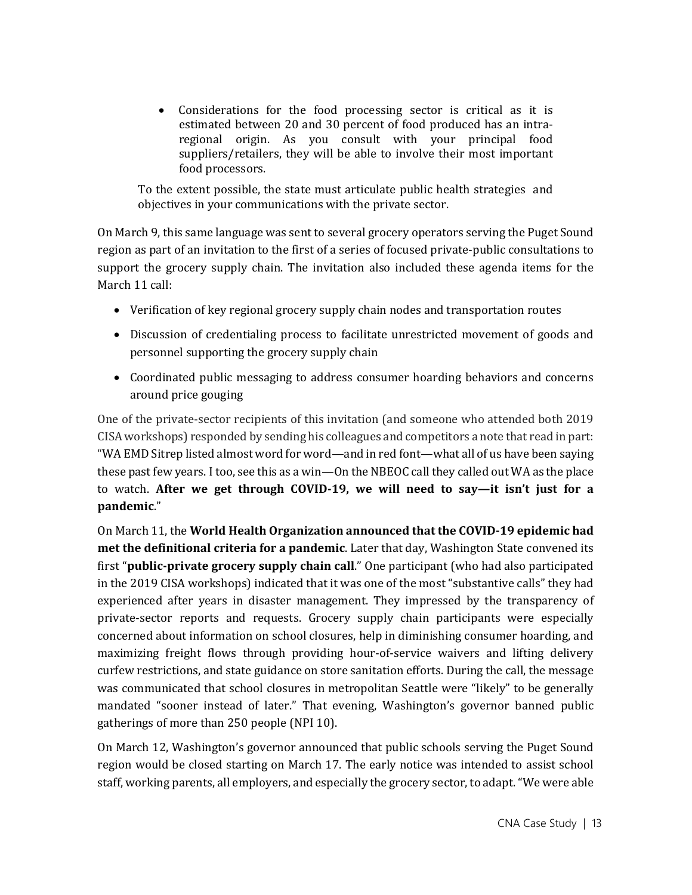- Considerations for the food processing sector is critical as it is estimated between 20 and 30 percent of food produced has an intra-regional origin. As you consult with your principal food suppliers/retailers, they will be able to involve their most important food processors.

To the extent possible, the state must articulate public health strategies and objectives in your communications with the private sector.

On March 9, this same language was sent to several grocery operators serving the Puget Sound region as part of an invitation to the first of a series of focused private-public consultations to support the grocery supply chain. The invitation also included these agenda items for the March 11 call:

- Verification of key regional grocery supply chain nodes and transportation routes
- Discussion of credentialing process to facilitate unrestricted movement of goods and personnel supporting the grocery supply chain
- Coordinated public messaging to address consumer hoarding behaviors and concerns around price gouging

One of the private-sector recipients of this invitation (and someone who attended both 2019 CISA workshops) responded by sending his colleagues and competitors a note that read in part: "WA EMD Sitrep listed almost word for word—and in red font—what all of us have been saying these past few years. I too, see this as a win—On the NBEOC call they called out WA as the place to watch. **After we get through COVID-19, we will need to say—it isn't just for a pandemic**."

On March 11, the **World Health Organization announced that the COVID-19 epidemic had met the definitional criteria for a pandemic**. Later that day, Washington State convened its first "**public-private grocery supply chain call**." One participant (who had also participated in the 2019 CISA workshops) indicated that it was one of the most "substantive calls" they had experienced after years in disaster management. They impressed by the transparency of private-sector reports and requests. Grocery supply chain participants were especially concerned about information on school closures, help in diminishing consumer hoarding, and maximizing freight flows through providing hour-of-service waivers and lifting delivery curfew restrictions, and state guidance on store sanitation efforts. During the call, the message was communicated that school closures in metropolitan Seattle were "likely" to be generally mandated "sooner instead of later." That evening, Washington's governor banned public gatherings of more than 250 people (NPI 10).

On March 12, Washington's governor announced that public schools serving the Puget Sound region would be closed starting on March 17. The early notice was intended to assist school staff, working parents, all employers, and especially the grocery sector, to adapt. "We were able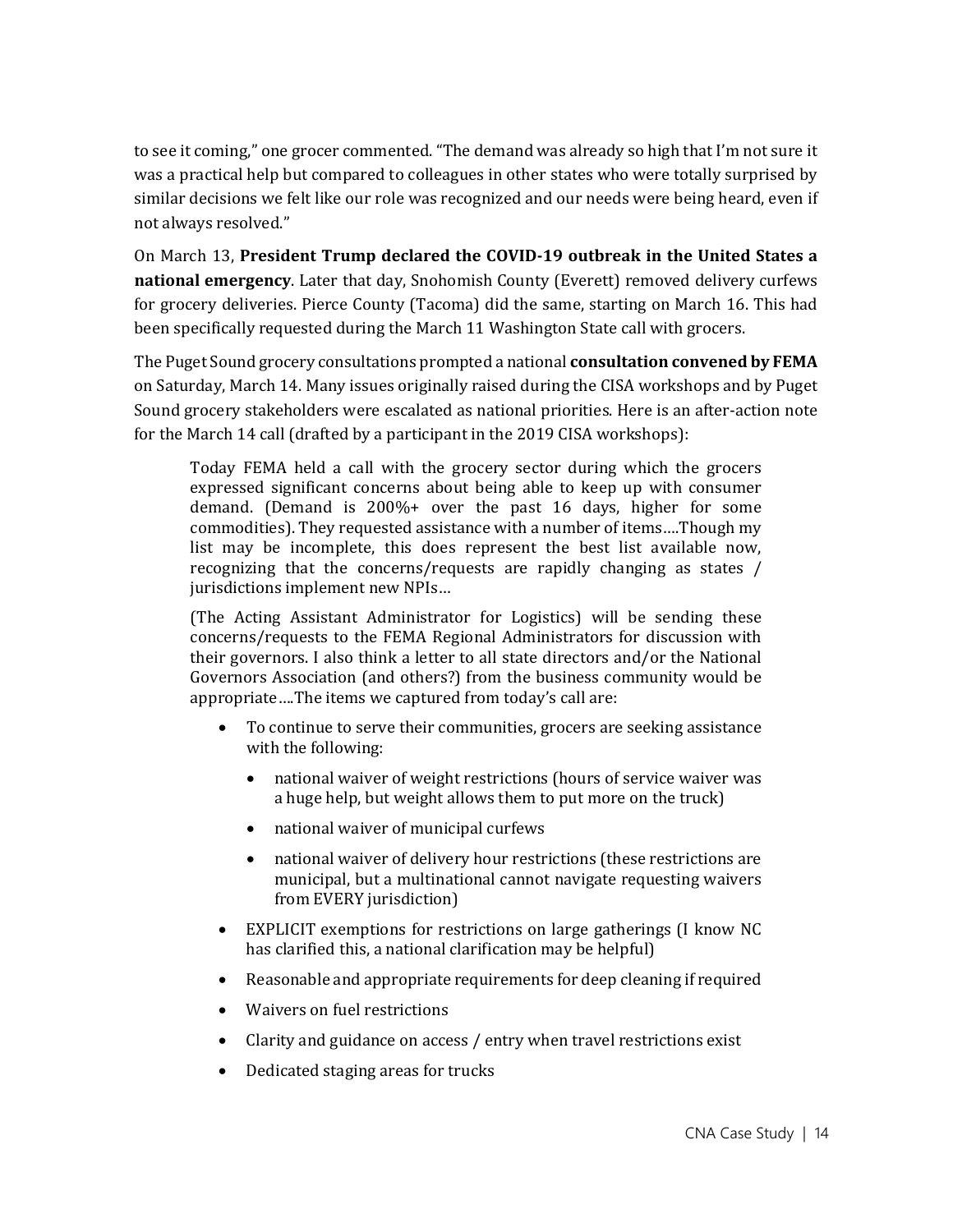to see it coming," one grocer commented. "The demand was already so high that I'm not sure it was a practical help but compared to colleagues in other states who were totally surprised by similar decisions we felt like our role was recognized and our needs were being heard, even if not always resolved."

On March 13, **President Trump declared the COVID-19 outbreak in the United States a national emergency**. Later that day, Snohomish County (Everett) removed delivery curfews for grocery deliveries. Pierce County (Tacoma) did the same, starting on March 16. This had been specifically requested during the March 11 Washington State call with grocers.

The Puget Sound grocery consultations prompted a national **consultation convened by FEMA** on Saturday, March 14. Many issues originally raised during the CISA workshops and by Puget Sound grocery stakeholders were escalated as national priorities. Here is an after-action note for the March 14 call (drafted by a participant in the 2019 CISA workshops):

> Today FEMA held a call with the grocery sector during which the grocers expressed significant concerns about being able to keep up with consumer demand. (Demand is 200%+ over the past 16 days, higher for some commodities). They requested assistance with a number of items....Though my list may be incomplete, this does represent the best list available now, recognizing that the concerns/requests are rapidly changing as states / jurisdictions implement new NPIs...
>
> (The Acting Assistant Administrator for Logistics) will be sending these concerns/requests to the FEMA Regional Administrators for discussion with their governors. I also think a letter to all state directors and/or the National Governors Association (and others?) from the business community would be appropriate....The items we captured from today's call are:
>
> - To continue to serve their communities, grocers are seeking assistance with the following:
>   - national waiver of weight restrictions (hours of service waiver was a huge help, but weight allows them to put more on the truck)
>   - national waiver of municipal curfews
>   - national waiver of delivery hour restrictions (these restrictions are municipal, but a multinational cannot navigate requesting waivers from EVERY jurisdiction)
> - EXPLICIT exemptions for restrictions on large gatherings (I know NC has clarified this, a national clarification may be helpful)
> - Reasonable and appropriate requirements for deep cleaning if required
> - Waivers on fuel restrictions
> - Clarity and guidance on access / entry when travel restrictions exist
> - Dedicated staging areas for trucks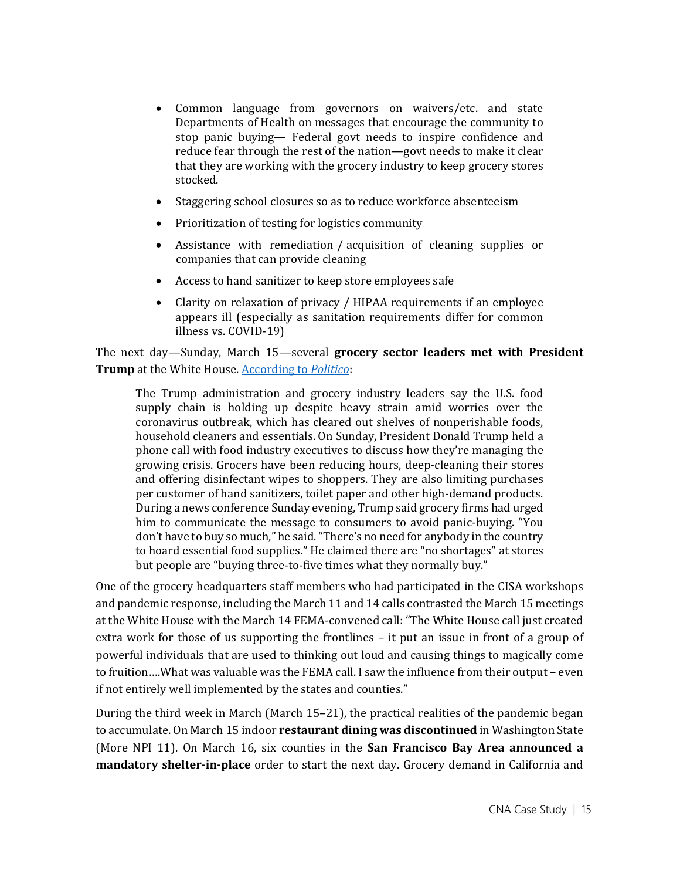- Common language from governors on waivers/etc. and state Departments of Health on messages that encourage the community to stop panic buying— Federal govt needs to inspire confidence and reduce fear through the rest of the nation—govt needs to make it clear that they are working with the grocery industry to keep grocery stores stocked.
- Staggering school closures so as to reduce workforce absenteeism
- Prioritization of testing for logistics community
- Assistance with remediation / acquisition of cleaning supplies or companies that can provide cleaning
- Access to hand sanitizer to keep store employees safe
- Clarity on relaxation of privacy / HIPAA requirements if an employee appears ill (especially as sanitation requirements differ for common illness vs. COVID-19)

The next day—Sunday, March 15—several **grocery sector leaders met with President Trump** at the White House. According to *Politico*:

> The Trump administration and grocery industry leaders say the U.S. food supply chain is holding up despite heavy strain amid worries over the coronavirus outbreak, which has cleared out shelves of nonperishable foods, household cleaners and essentials. On Sunday, President Donald Trump held a phone call with food industry executives to discuss how they're managing the growing crisis. Grocers have been reducing hours, deep-cleaning their stores and offering disinfectant wipes to shoppers. They are also limiting purchases per customer of hand sanitizers, toilet paper and other high-demand products. During a news conference Sunday evening, Trump said grocery firms had urged him to communicate the message to consumers to avoid panic-buying. "You don't have to buy so much," he said. "There's no need for anybody in the country to hoard essential food supplies." He claimed there are "no shortages" at stores but people are "buying three-to-five times what they normally buy."

One of the grocery headquarters staff members who had participated in the CISA workshops and pandemic response, including the March 11 and 14 calls contrasted the March 15 meetings at the White House with the March 14 FEMA-convened call: "The White House call just created extra work for those of us supporting the frontlines – it put an issue in front of a group of powerful individuals that are used to thinking out loud and causing things to magically come to fruition….What was valuable was the FEMA call. I saw the influence from their output – even if not entirely well implemented by the states and counties."

During the third week in March (March 15–21), the practical realities of the pandemic began to accumulate. On March 15 indoor **restaurant dining was discontinued** in Washington State (More NPI 11). On March 16, six counties in the **San Francisco Bay Area announced a mandatory shelter-in-place** order to start the next day. Grocery demand in California and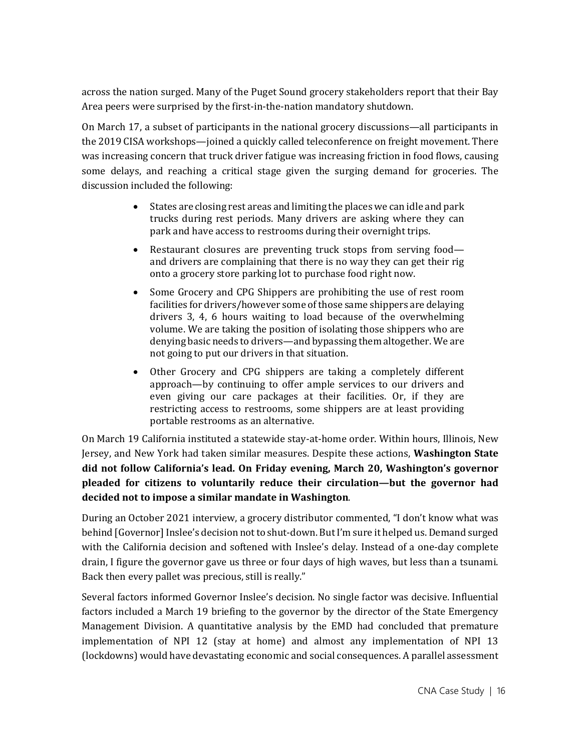across the nation surged. Many of the Puget Sound grocery stakeholders report that their Bay Area peers were surprised by the first-in-the-nation mandatory shutdown.

On March 17, a subset of participants in the national grocery discussions—all participants in the 2019 CISA workshops—joined a quickly called teleconference on freight movement. There was increasing concern that truck driver fatigue was increasing friction in food flows, causing some delays, and reaching a critical stage given the surging demand for groceries. The discussion included the following:

> - States are closing rest areas and limiting the places we can idle and park trucks during rest periods. Many drivers are asking where they can park and have access to restrooms during their overnight trips.
> - Restaurant closures are preventing truck stops from serving food—and drivers are complaining that there is no way they can get their rig onto a grocery store parking lot to purchase food right now.
> - Some Grocery and CPG Shippers are prohibiting the use of rest room facilities for drivers/however some of those same shippers are delaying drivers 3, 4, 6 hours waiting to load because of the overwhelming volume. We are taking the position of isolating those shippers who are denying basic needs to drivers—and bypassing them altogether. We are not going to put our drivers in that situation.
> - Other Grocery and CPG shippers are taking a completely different approach—by continuing to offer ample services to our drivers and even giving our care packages at their facilities. Or, if they are restricting access to restrooms, some shippers are at least providing portable restrooms as an alternative.

On March 19 California instituted a statewide stay-at-home order. Within hours, Illinois, New Jersey, and New York had taken similar measures. Despite these actions, **Washington State did not follow California's lead. On Friday evening, March 20, Washington's governor pleaded for citizens to voluntarily reduce their circulation—but the governor had decided not to impose a similar mandate in Washington**.

During an October 2021 interview, a grocery distributor commented, "I don't know what was behind [Governor] Inslee's decision not to shut-down. But I'm sure it helped us. Demand surged with the California decision and softened with Inslee's delay. Instead of a one-day complete drain, I figure the governor gave us three or four days of high waves, but less than a tsunami. Back then every pallet was precious, still is really."

Several factors informed Governor Inslee's decision. No single factor was decisive. Influential factors included a March 19 briefing to the governor by the director of the State Emergency Management Division. A quantitative analysis by the EMD had concluded that premature implementation of NPI 12 (stay at home) and almost any implementation of NPI 13 (lockdowns) would have devastating economic and social consequences. A parallel assessment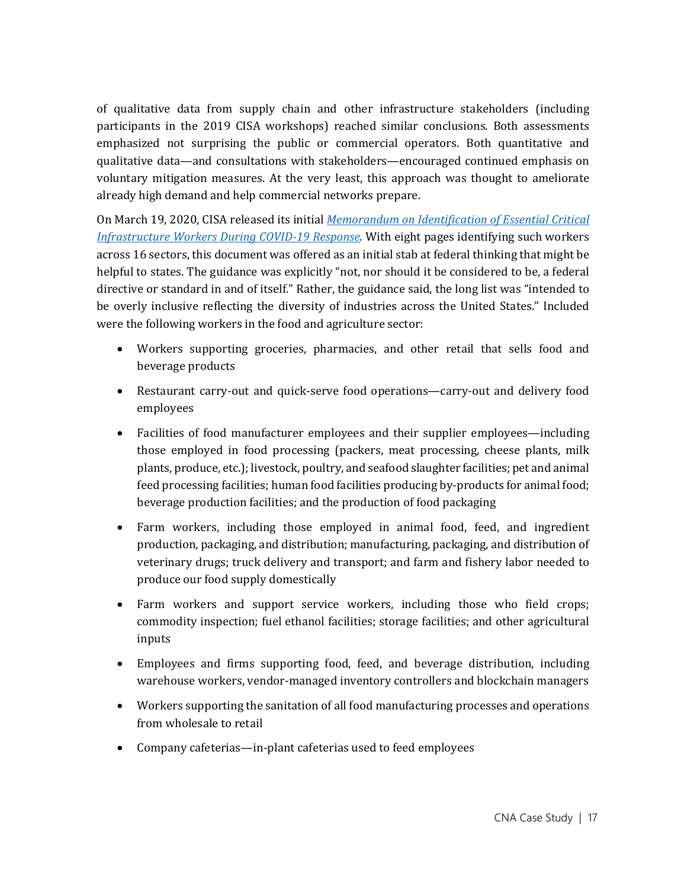of qualitative data from supply chain and other infrastructure stakeholders (including participants in the 2019 CISA workshops) reached similar conclusions. Both assessments emphasized not surprising the public or commercial operators. Both quantitative and qualitative data—and consultations with stakeholders—encouraged continued emphasis on voluntary mitigation measures. At the very least, this approach was thought to ameliorate already high demand and help commercial networks prepare.

On March 19, 2020, CISA released its initial *Memorandum on Identification of Essential Critical Infrastructure Workers During COVID-19 Response.* With eight pages identifying such workers across 16 sectors, this document was offered as an initial stab at federal thinking that might be helpful to states. The guidance was explicitly "not, nor should it be considered to be, a federal directive or standard in and of itself." Rather, the guidance said, the long list was "intended to be overly inclusive reflecting the diversity of industries across the United States." Included were the following workers in the food and agriculture sector:

- Workers supporting groceries, pharmacies, and other retail that sells food and beverage products
- Restaurant carry-out and quick-serve food operations—carry-out and delivery food employees
- Facilities of food manufacturer employees and their supplier employees—including those employed in food processing (packers, meat processing, cheese plants, milk plants, produce, etc.); livestock, poultry, and seafood slaughter facilities; pet and animal feed processing facilities; human food facilities producing by-products for animal food; beverage production facilities; and the production of food packaging
- Farm workers, including those employed in animal food, feed, and ingredient production, packaging, and distribution; manufacturing, packaging, and distribution of veterinary drugs; truck delivery and transport; and farm and fishery labor needed to produce our food supply domestically
- Farm workers and support service workers, including those who field crops; commodity inspection; fuel ethanol facilities; storage facilities; and other agricultural inputs
- Employees and firms supporting food, feed, and beverage distribution, including warehouse workers, vendor-managed inventory controllers and blockchain managers
- Workers supporting the sanitation of all food manufacturing processes and operations from wholesale to retail
- Company cafeterias—in-plant cafeterias used to feed employees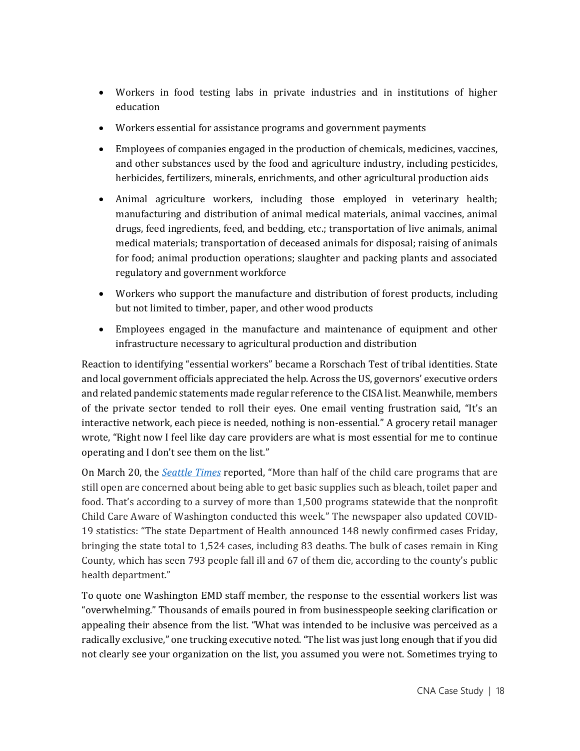- Workers in food testing labs in private industries and in institutions of higher education
- Workers essential for assistance programs and government payments
- Employees of companies engaged in the production of chemicals, medicines, vaccines, and other substances used by the food and agriculture industry, including pesticides, herbicides, fertilizers, minerals, enrichments, and other agricultural production aids
- Animal agriculture workers, including those employed in veterinary health; manufacturing and distribution of animal medical materials, animal vaccines, animal drugs, feed ingredients, feed, and bedding, etc.; transportation of live animals, animal medical materials; transportation of deceased animals for disposal; raising of animals for food; animal production operations; slaughter and packing plants and associated regulatory and government workforce
- Workers who support the manufacture and distribution of forest products, including but not limited to timber, paper, and other wood products
- Employees engaged in the manufacture and maintenance of equipment and other infrastructure necessary to agricultural production and distribution

Reaction to identifying "essential workers" became a Rorschach Test of tribal identities. State and local government officials appreciated the help. Across the US, governors' executive orders and related pandemic statements made regular reference to the CISA list. Meanwhile, members of the private sector tended to roll their eyes. One email venting frustration said, "It's an interactive network, each piece is needed, nothing is non-essential." A grocery retail manager wrote, "Right now I feel like day care providers are what is most essential for me to continue operating and I don't see them on the list."

On March 20, the *Seattle Times* reported, "More than half of the child care programs that are still open are concerned about being able to get basic supplies such as bleach, toilet paper and food. That's according to a survey of more than 1,500 programs statewide that the nonprofit Child Care Aware of Washington conducted this week." The newspaper also updated COVID-19 statistics: "The state Department of Health announced 148 newly confirmed cases Friday, bringing the state total to 1,524 cases, including 83 deaths. The bulk of cases remain in King County, which has seen 793 people fall ill and 67 of them die, according to the county's public health department."

To quote one Washington EMD staff member, the response to the essential workers list was "overwhelming." Thousands of emails poured in from businesspeople seeking clarification or appealing their absence from the list. "What was intended to be inclusive was perceived as a radically exclusive," one trucking executive noted. "The list was just long enough that if you did not clearly see your organization on the list, you assumed you were not. Sometimes trying to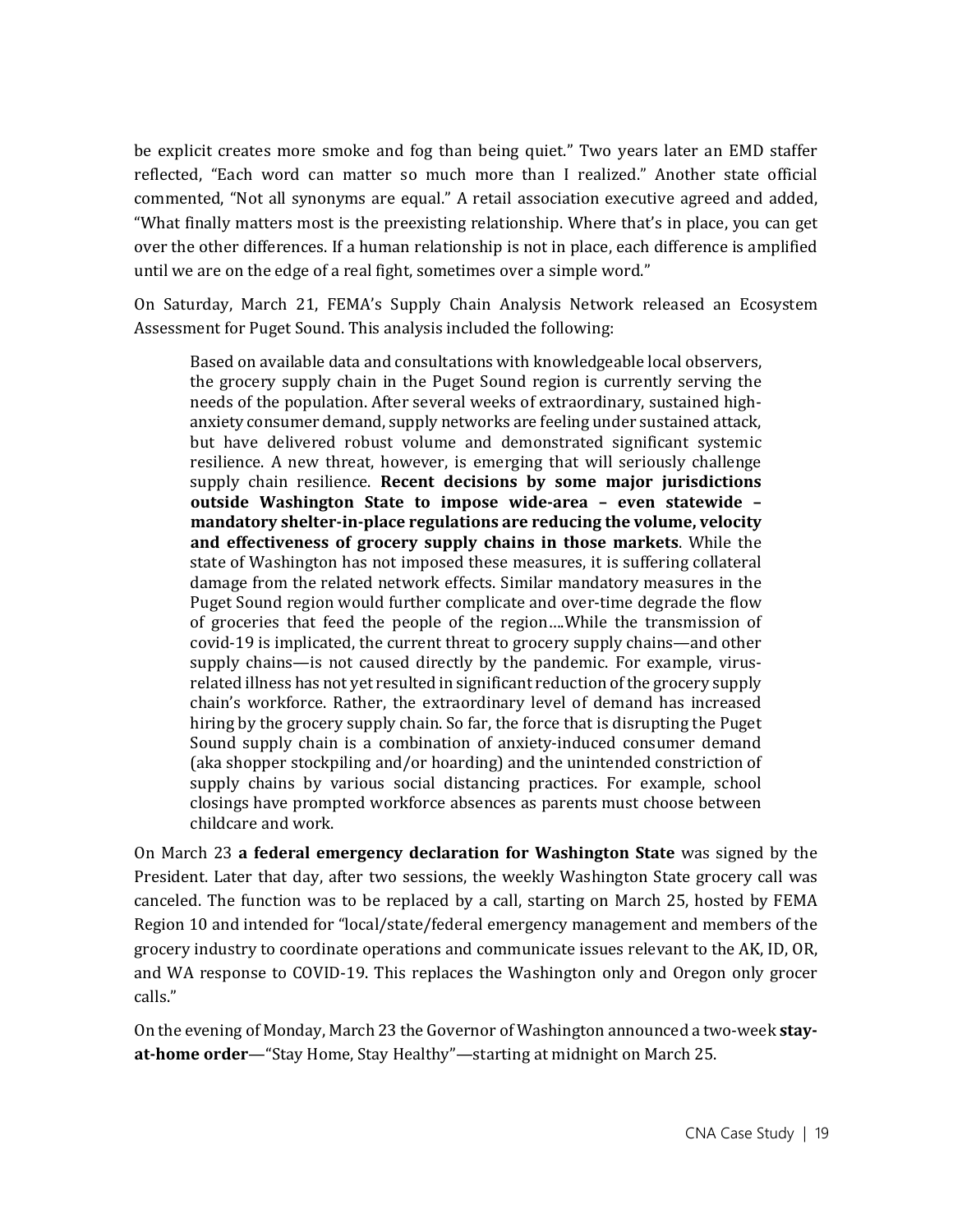be explicit creates more smoke and fog than being quiet." Two years later an EMD staffer reflected, "Each word can matter so much more than I realized." Another state official commented, "Not all synonyms are equal." A retail association executive agreed and added, "What finally matters most is the preexisting relationship. Where that's in place, you can get over the other differences. If a human relationship is not in place, each difference is amplified until we are on the edge of a real fight, sometimes over a simple word."

On Saturday, March 21, FEMA's Supply Chain Analysis Network released an Ecosystem Assessment for Puget Sound. This analysis included the following:

> Based on available data and consultations with knowledgeable local observers, the grocery supply chain in the Puget Sound region is currently serving the needs of the population. After several weeks of extraordinary, sustained high-anxiety consumer demand, supply networks are feeling under sustained attack, but have delivered robust volume and demonstrated significant systemic resilience. A new threat, however, is emerging that will seriously challenge supply chain resilience. **Recent decisions by some major jurisdictions outside Washington State to impose wide-area – even statewide – mandatory shelter-in-place regulations are reducing the volume, velocity and effectiveness of grocery supply chains in those markets**. While the state of Washington has not imposed these measures, it is suffering collateral damage from the related network effects. Similar mandatory measures in the Puget Sound region would further complicate and over-time degrade the flow of groceries that feed the people of the region….While the transmission of covid-19 is implicated, the current threat to grocery supply chains—and other supply chains—is not caused directly by the pandemic. For example, virus-related illness has not yet resulted in significant reduction of the grocery supply chain's workforce. Rather, the extraordinary level of demand has increased hiring by the grocery supply chain. So far, the force that is disrupting the Puget Sound supply chain is a combination of anxiety-induced consumer demand (aka shopper stockpiling and/or hoarding) and the unintended constriction of supply chains by various social distancing practices. For example, school closings have prompted workforce absences as parents must choose between childcare and work.

On March 23 **a federal emergency declaration for Washington State** was signed by the President. Later that day, after two sessions, the weekly Washington State grocery call was canceled. The function was to be replaced by a call, starting on March 25, hosted by FEMA Region 10 and intended for "local/state/federal emergency management and members of the grocery industry to coordinate operations and communicate issues relevant to the AK, ID, OR, and WA response to COVID-19. This replaces the Washington only and Oregon only grocer calls."

On the evening of Monday, March 23 the Governor of Washington announced a two-week **stay-at-home order**—"Stay Home, Stay Healthy"—starting at midnight on March 25.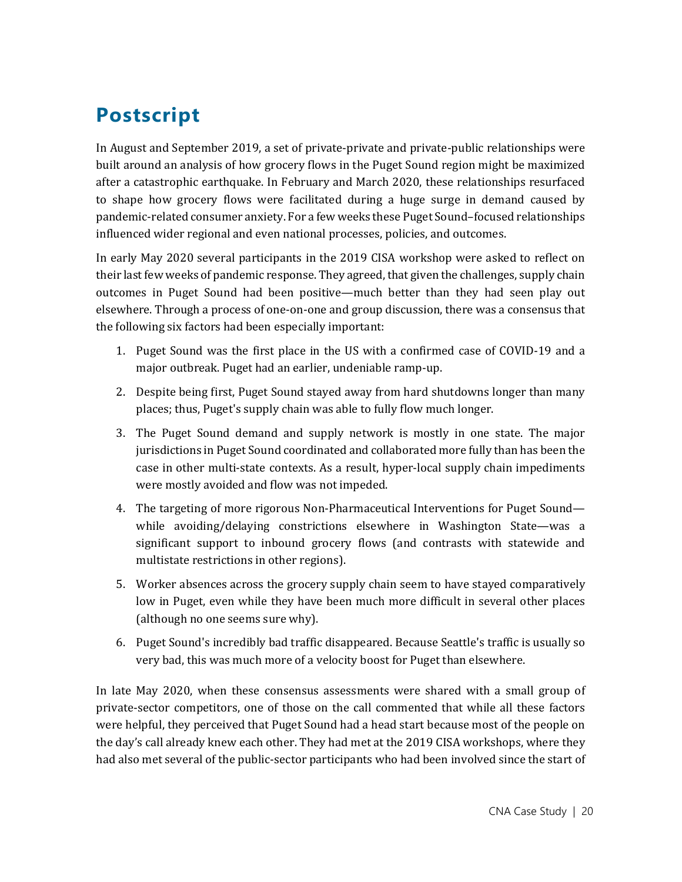# Postscript

In August and September 2019, a set of private-private and private-public relationships were built around an analysis of how grocery flows in the Puget Sound region might be maximized after a catastrophic earthquake. In February and March 2020, these relationships resurfaced to shape how grocery flows were facilitated during a huge surge in demand caused by pandemic-related consumer anxiety. For a few weeks these Puget Sound–focused relationships influenced wider regional and even national processes, policies, and outcomes.

In early May 2020 several participants in the 2019 CISA workshop were asked to reflect on their last few weeks of pandemic response. They agreed, that given the challenges, supply chain outcomes in Puget Sound had been positive—much better than they had seen play out elsewhere. Through a process of one-on-one and group discussion, there was a consensus that the following six factors had been especially important:

1. Puget Sound was the first place in the US with a confirmed case of COVID-19 and a major outbreak. Puget had an earlier, undeniable ramp-up.
2. Despite being first, Puget Sound stayed away from hard shutdowns longer than many places; thus, Puget's supply chain was able to fully flow much longer.
3. The Puget Sound demand and supply network is mostly in one state. The major jurisdictions in Puget Sound coordinated and collaborated more fully than has been the case in other multi-state contexts. As a result, hyper-local supply chain impediments were mostly avoided and flow was not impeded.
4. The targeting of more rigorous Non-Pharmaceutical Interventions for Puget Sound—while avoiding/delaying constrictions elsewhere in Washington State—was a significant support to inbound grocery flows (and contrasts with statewide and multistate restrictions in other regions).
5. Worker absences across the grocery supply chain seem to have stayed comparatively low in Puget, even while they have been much more difficult in several other places (although no one seems sure why).
6. Puget Sound's incredibly bad traffic disappeared. Because Seattle's traffic is usually so very bad, this was much more of a velocity boost for Puget than elsewhere.

In late May 2020, when these consensus assessments were shared with a small group of private-sector competitors, one of those on the call commented that while all these factors were helpful, they perceived that Puget Sound had a head start because most of the people on the day's call already knew each other. They had met at the 2019 CISA workshops, where they had also met several of the public-sector participants who had been involved since the start of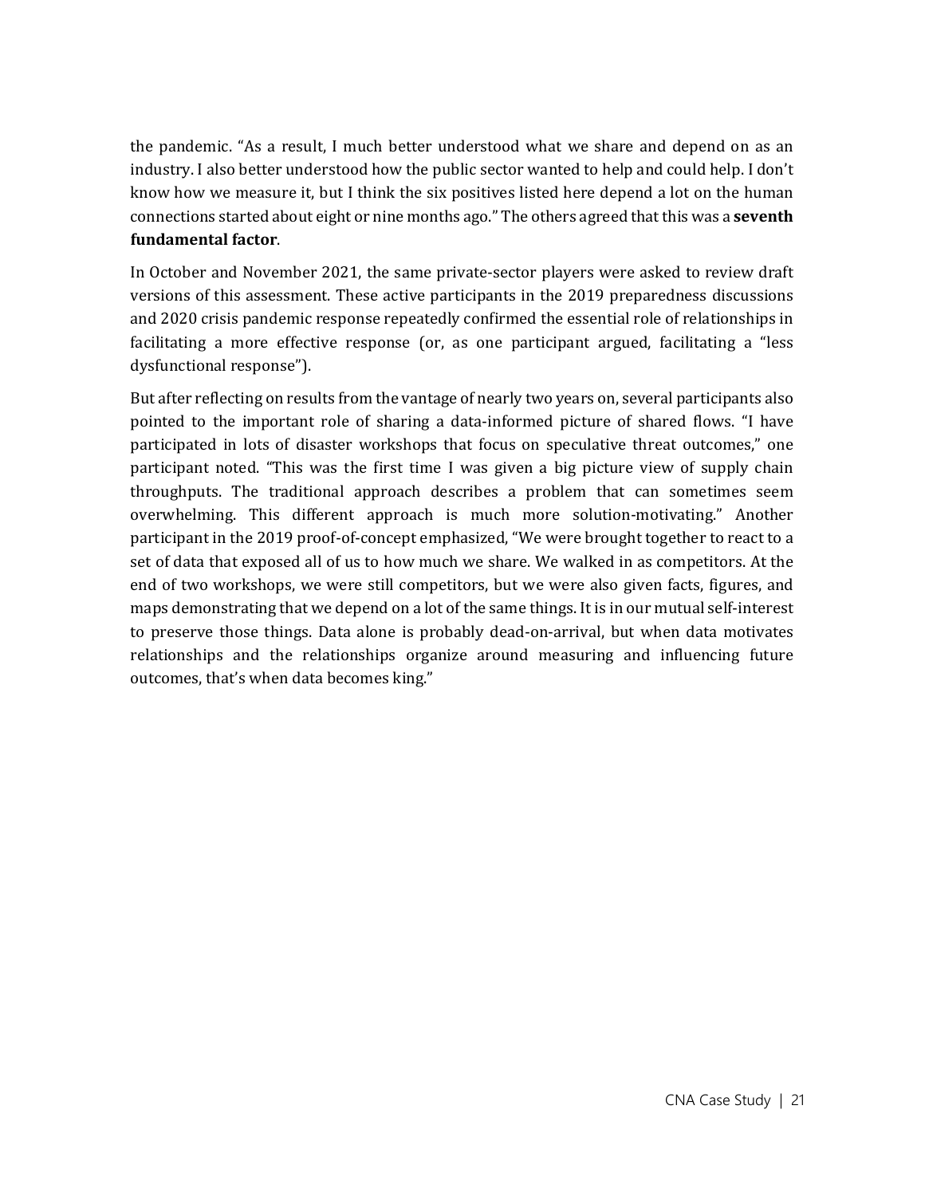the pandemic. "As a result, I much better understood what we share and depend on as an industry. I also better understood how the public sector wanted to help and could help. I don't know how we measure it, but I think the six positives listed here depend a lot on the human connections started about eight or nine months ago." The others agreed that this was a **seventh fundamental factor**.

In October and November 2021, the same private-sector players were asked to review draft versions of this assessment. These active participants in the 2019 preparedness discussions and 2020 crisis pandemic response repeatedly confirmed the essential role of relationships in facilitating a more effective response (or, as one participant argued, facilitating a "less dysfunctional response").

But after reflecting on results from the vantage of nearly two years on, several participants also pointed to the important role of sharing a data-informed picture of shared flows. "I have participated in lots of disaster workshops that focus on speculative threat outcomes," one participant noted. "This was the first time I was given a big picture view of supply chain throughputs. The traditional approach describes a problem that can sometimes seem overwhelming. This different approach is much more solution-motivating." Another participant in the 2019 proof-of-concept emphasized, "We were brought together to react to a set of data that exposed all of us to how much we share. We walked in as competitors. At the end of two workshops, we were still competitors, but we were also given facts, figures, and maps demonstrating that we depend on a lot of the same things. It is in our mutual self-interest to preserve those things. Data alone is probably dead-on-arrival, but when data motivates relationships and the relationships organize around measuring and influencing future outcomes, that's when data becomes king."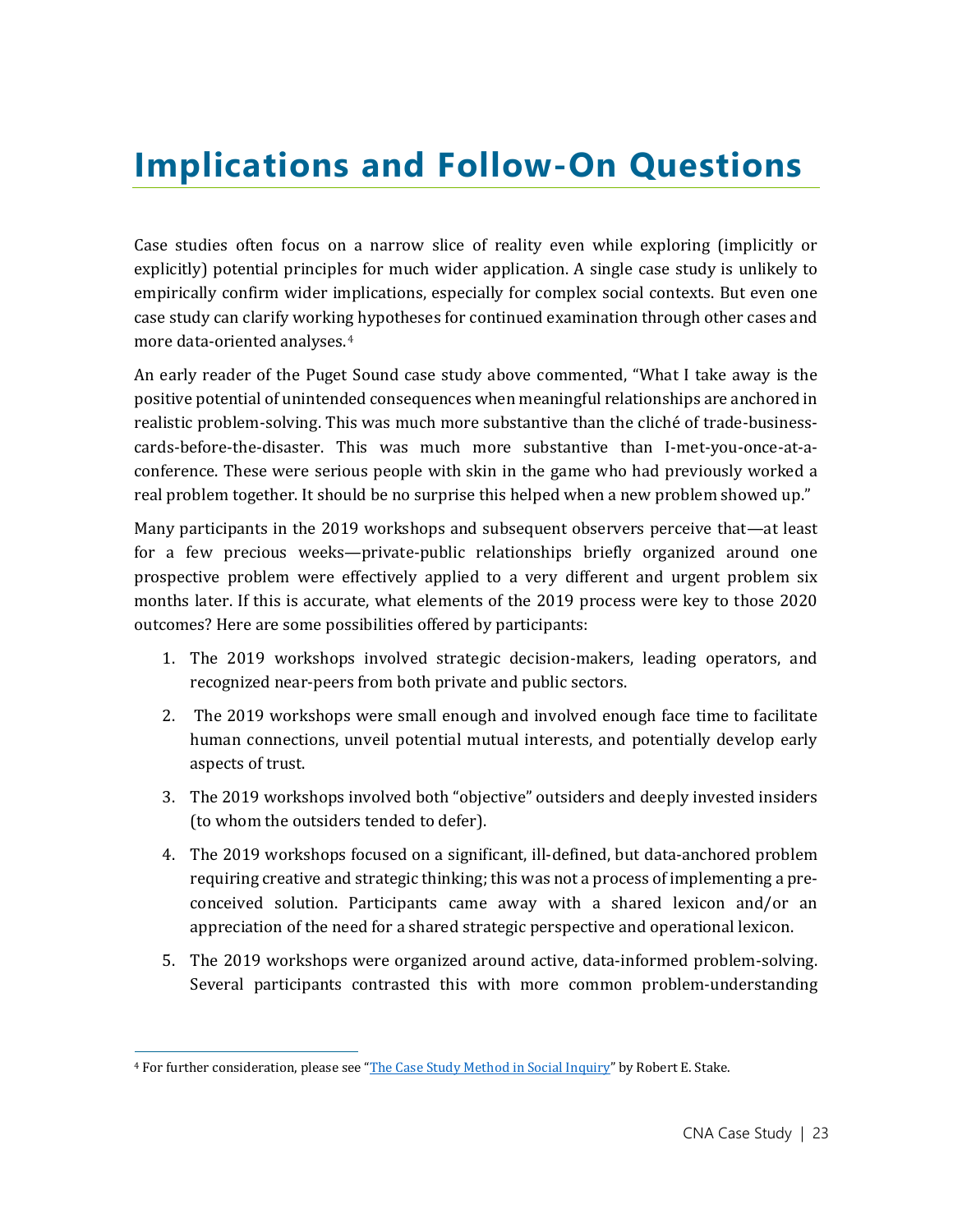# Implications and Follow-On Questions

Case studies often focus on a narrow slice of reality even while exploring (implicitly or explicitly) potential principles for much wider application. A single case study is unlikely to empirically confirm wider implications, especially for complex social contexts. But even one case study can clarify working hypotheses for continued examination through other cases and more data-oriented analyses.[4]

An early reader of the Puget Sound case study above commented, "What I take away is the positive potential of unintended consequences when meaningful relationships are anchored in realistic problem-solving. This was much more substantive than the cliché of trade-business-cards-before-the-disaster. This was much more substantive than I-met-you-once-at-a-conference. These were serious people with skin in the game who had previously worked a real problem together. It should be no surprise this helped when a new problem showed up."

Many participants in the 2019 workshops and subsequent observers perceive that—at least for a few precious weeks—private-public relationships briefly organized around one prospective problem were effectively applied to a very different and urgent problem six months later. If this is accurate, what elements of the 2019 process were key to those 2020 outcomes? Here are some possibilities offered by participants:

1. The 2019 workshops involved strategic decision-makers, leading operators, and recognized near-peers from both private and public sectors.
2. The 2019 workshops were small enough and involved enough face time to facilitate human connections, unveil potential mutual interests, and potentially develop early aspects of trust.
3. The 2019 workshops involved both "objective" outsiders and deeply invested insiders (to whom the outsiders tended to defer).
4. The 2019 workshops focused on a significant, ill-defined, but data-anchored problem requiring creative and strategic thinking; this was not a process of implementing a pre-conceived solution. Participants came away with a shared lexicon and/or an appreciation of the need for a shared strategic perspective and operational lexicon.
5. The 2019 workshops were organized around active, data-informed problem-solving. Several participants contrasted this with more common problem-understanding

[4] For further consideration, please see "The Case Study Method in Social Inquiry" by Robert E. Stake.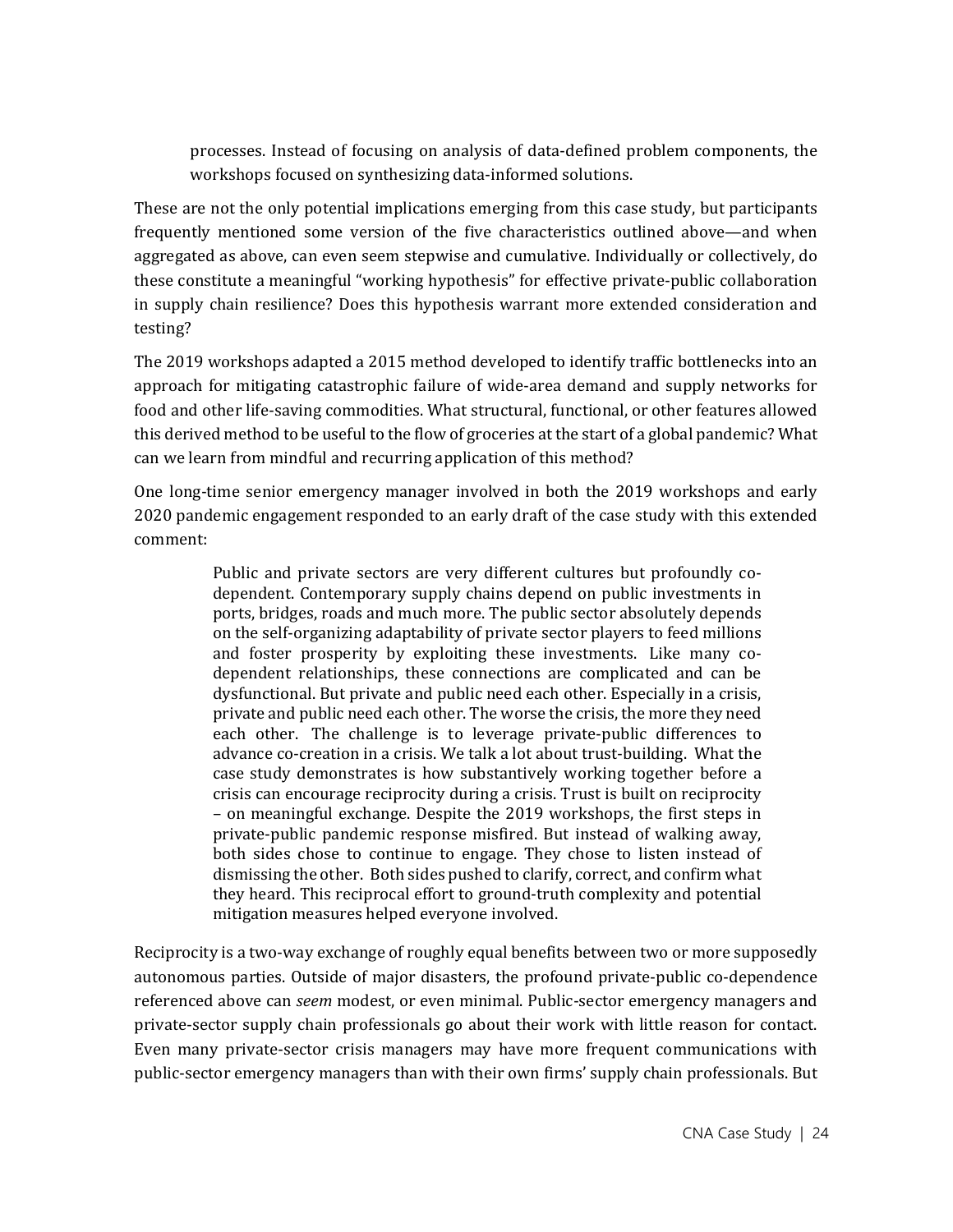> processes. Instead of focusing on analysis of data-defined problem components, the workshops focused on synthesizing data-informed solutions.

These are not the only potential implications emerging from this case study, but participants frequently mentioned some version of the five characteristics outlined above—and when aggregated as above, can even seem stepwise and cumulative. Individually or collectively, do these constitute a meaningful "working hypothesis" for effective private-public collaboration in supply chain resilience? Does this hypothesis warrant more extended consideration and testing?

The 2019 workshops adapted a 2015 method developed to identify traffic bottlenecks into an approach for mitigating catastrophic failure of wide-area demand and supply networks for food and other life-saving commodities. What structural, functional, or other features allowed this derived method to be useful to the flow of groceries at the start of a global pandemic? What can we learn from mindful and recurring application of this method?

One long-time senior emergency manager involved in both the 2019 workshops and early 2020 pandemic engagement responded to an early draft of the case study with this extended comment:

> Public and private sectors are very different cultures but profoundly co-dependent. Contemporary supply chains depend on public investments in ports, bridges, roads and much more. The public sector absolutely depends on the self-organizing adaptability of private sector players to feed millions and foster prosperity by exploiting these investments. Like many co-dependent relationships, these connections are complicated and can be dysfunctional. But private and public need each other. Especially in a crisis, private and public need each other. The worse the crisis, the more they need each other. The challenge is to leverage private-public differences to advance co-creation in a crisis. We talk a lot about trust-building. What the case study demonstrates is how substantively working together before a crisis can encourage reciprocity during a crisis. Trust is built on reciprocity – on meaningful exchange. Despite the 2019 workshops, the first steps in private-public pandemic response misfired. But instead of walking away, both sides chose to continue to engage. They chose to listen instead of dismissing the other. Both sides pushed to clarify, correct, and confirm what they heard. This reciprocal effort to ground-truth complexity and potential mitigation measures helped everyone involved.

Reciprocity is a two-way exchange of roughly equal benefits between two or more supposedly autonomous parties. Outside of major disasters, the profound private-public co-dependence referenced above can *seem* modest, or even minimal. Public-sector emergency managers and private-sector supply chain professionals go about their work with little reason for contact. Even many private-sector crisis managers may have more frequent communications with public-sector emergency managers than with their own firms' supply chain professionals. But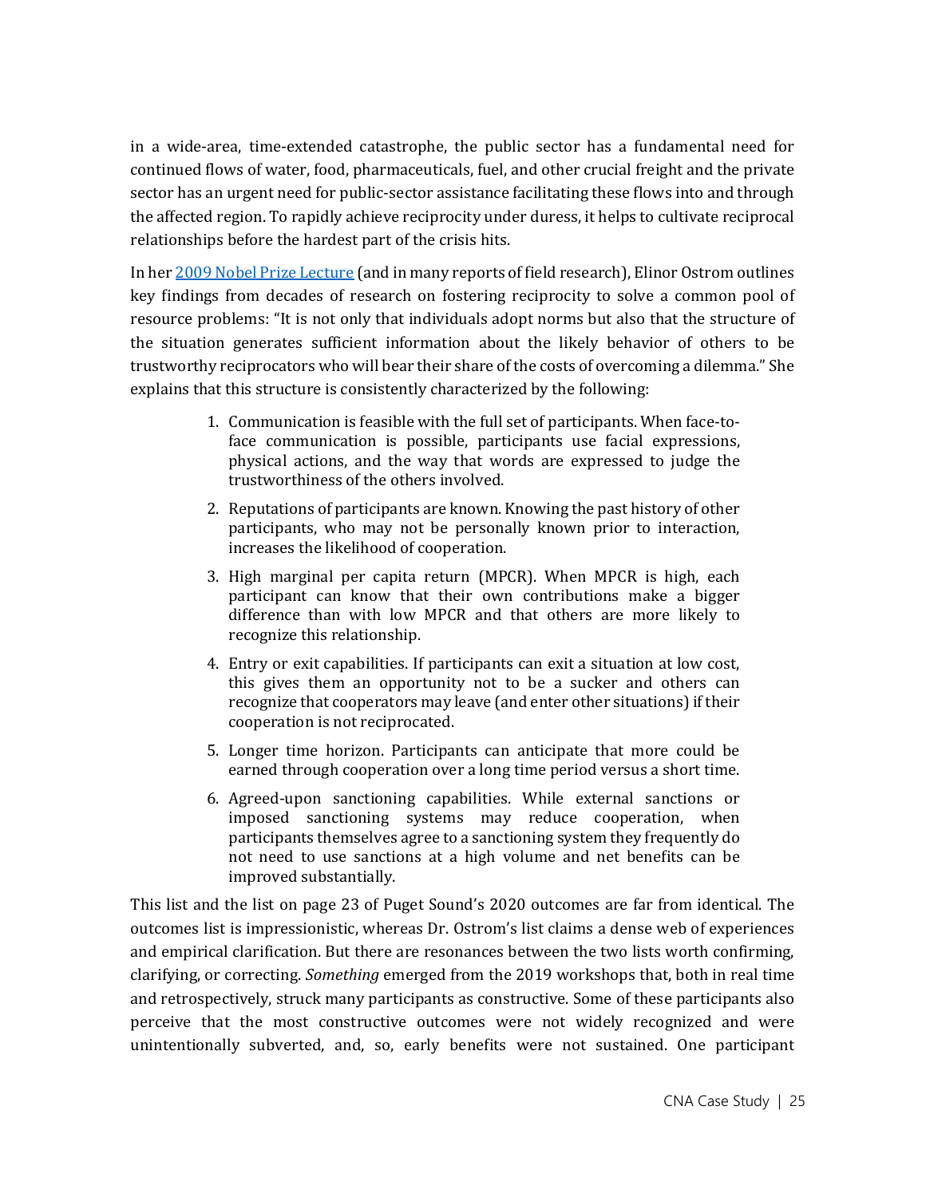in a wide-area, time-extended catastrophe, the public sector has a fundamental need for continued flows of water, food, pharmaceuticals, fuel, and other crucial freight and the private sector has an urgent need for public-sector assistance facilitating these flows into and through the affected region. To rapidly achieve reciprocity under duress, it helps to cultivate reciprocal relationships before the hardest part of the crisis hits.

In her [2009 Nobel Prize Lecture](#) (and in many reports of field research), Elinor Ostrom outlines key findings from decades of research on fostering reciprocity to solve a common pool of resource problems: "It is not only that individuals adopt norms but also that the structure of the situation generates sufficient information about the likely behavior of others to be trustworthy reciprocators who will bear their share of the costs of overcoming a dilemma." She explains that this structure is consistently characterized by the following:

1. Communication is feasible with the full set of participants. When face-to-face communication is possible, participants use facial expressions, physical actions, and the way that words are expressed to judge the trustworthiness of the others involved.
2. Reputations of participants are known. Knowing the past history of other participants, who may not be personally known prior to interaction, increases the likelihood of cooperation.
3. High marginal per capita return (MPCR). When MPCR is high, each participant can know that their own contributions make a bigger difference than with low MPCR and that others are more likely to recognize this relationship.
4. Entry or exit capabilities. If participants can exit a situation at low cost, this gives them an opportunity not to be a sucker and others can recognize that cooperators may leave (and enter other situations) if their cooperation is not reciprocated.
5. Longer time horizon. Participants can anticipate that more could be earned through cooperation over a long time period versus a short time.
6. Agreed-upon sanctioning capabilities. While external sanctions or imposed sanctioning systems may reduce cooperation, when participants themselves agree to a sanctioning system they frequently do not need to use sanctions at a high volume and net benefits can be improved substantially.

This list and the list on page 23 of Puget Sound's 2020 outcomes are far from identical. The outcomes list is impressionistic, whereas Dr. Ostrom's list claims a dense web of experiences and empirical clarification. But there are resonances between the two lists worth confirming, clarifying, or correcting. *Something* emerged from the 2019 workshops that, both in real time and retrospectively, struck many participants as constructive. Some of these participants also perceive that the most constructive outcomes were not widely recognized and were unintentionally subverted, and, so, early benefits were not sustained. One participant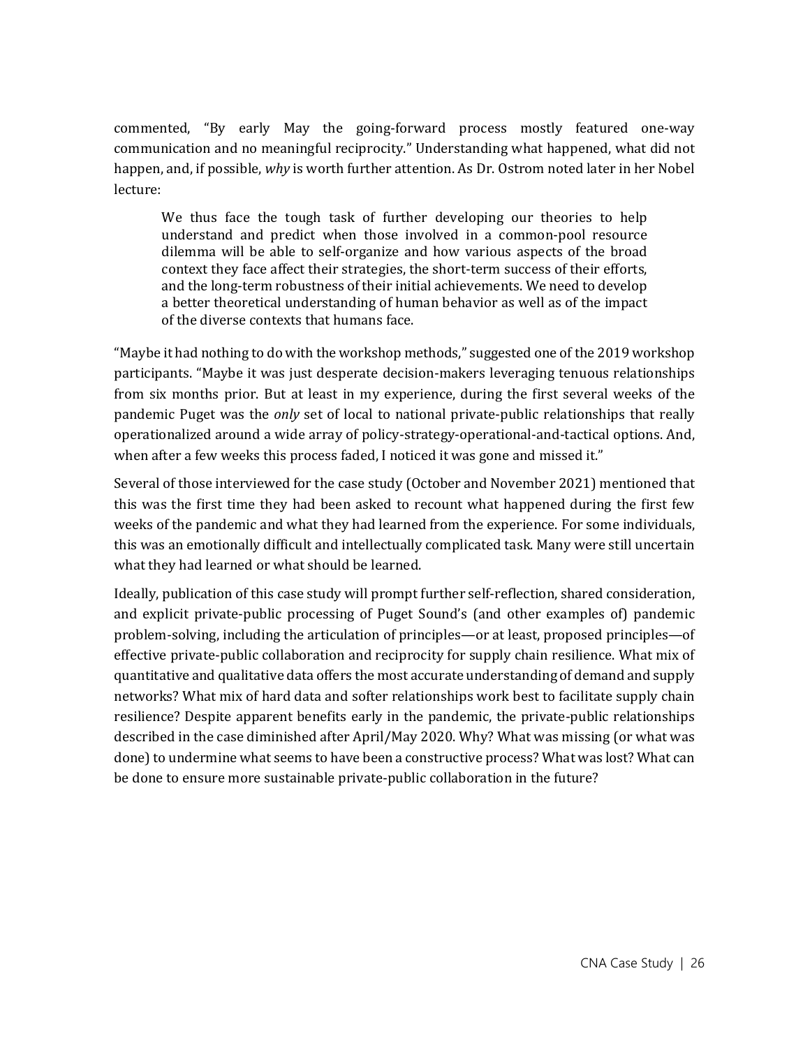commented, "By early May the going-forward process mostly featured one-way communication and no meaningful reciprocity." Understanding what happened, what did not happen, and, if possible, *why* is worth further attention. As Dr. Ostrom noted later in her Nobel lecture:

> We thus face the tough task of further developing our theories to help understand and predict when those involved in a common-pool resource dilemma will be able to self-organize and how various aspects of the broad context they face affect their strategies, the short-term success of their efforts, and the long-term robustness of their initial achievements. We need to develop a better theoretical understanding of human behavior as well as of the impact of the diverse contexts that humans face.

"Maybe it had nothing to do with the workshop methods," suggested one of the 2019 workshop participants. "Maybe it was just desperate decision-makers leveraging tenuous relationships from six months prior. But at least in my experience, during the first several weeks of the pandemic Puget was the *only* set of local to national private-public relationships that really operationalized around a wide array of policy-strategy-operational-and-tactical options. And, when after a few weeks this process faded, I noticed it was gone and missed it."

Several of those interviewed for the case study (October and November 2021) mentioned that this was the first time they had been asked to recount what happened during the first few weeks of the pandemic and what they had learned from the experience. For some individuals, this was an emotionally difficult and intellectually complicated task. Many were still uncertain what they had learned or what should be learned.

Ideally, publication of this case study will prompt further self-reflection, shared consideration, and explicit private-public processing of Puget Sound's (and other examples of) pandemic problem-solving, including the articulation of principles—or at least, proposed principles—of effective private-public collaboration and reciprocity for supply chain resilience. What mix of quantitative and qualitative data offers the most accurate understanding of demand and supply networks? What mix of hard data and softer relationships work best to facilitate supply chain resilience? Despite apparent benefits early in the pandemic, the private-public relationships described in the case diminished after April/May 2020. Why? What was missing (or what was done) to undermine what seems to have been a constructive process? What was lost? What can be done to ensure more sustainable private-public collaboration in the future?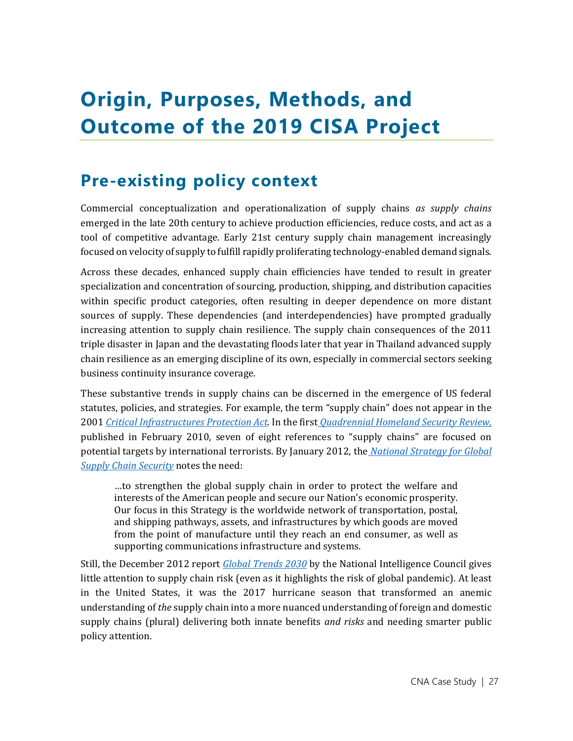# Origin, Purposes, Methods, and Outcome of the 2019 CISA Project

## Pre-existing policy context

Commercial conceptualization and operationalization of supply chains *as supply chains* emerged in the late 20th century to achieve production efficiencies, reduce costs, and act as a tool of competitive advantage. Early 21st century supply chain management increasingly focused on velocity of supply to fulfill rapidly proliferating technology-enabled demand signals.

Across these decades, enhanced supply chain efficiencies have tended to result in greater specialization and concentration of sourcing, production, shipping, and distribution capacities within specific product categories, often resulting in deeper dependence on more distant sources of supply. These dependencies (and interdependencies) have prompted gradually increasing attention to supply chain resilience. The supply chain consequences of the 2011 triple disaster in Japan and the devastating floods later that year in Thailand advanced supply chain resilience as an emerging discipline of its own, especially in commercial sectors seeking business continuity insurance coverage.

These substantive trends in supply chains can be discerned in the emergence of US federal statutes, policies, and strategies. For example, the term "supply chain" does not appear in the 2001 *Critical Infrastructures Protection Act*. In the first *Quadrennial Homeland Security Review,* published in February 2010, seven of eight references to "supply chains" are focused on potential targets by international terrorists. By January 2012, the *National Strategy for Global Supply Chain Security* notes the need:

> …to strengthen the global supply chain in order to protect the welfare and interests of the American people and secure our Nation's economic prosperity. Our focus in this Strategy is the worldwide network of transportation, postal, and shipping pathways, assets, and infrastructures by which goods are moved from the point of manufacture until they reach an end consumer, as well as supporting communications infrastructure and systems.

Still, the December 2012 report *Global Trends 2030* by the National Intelligence Council gives little attention to supply chain risk (even as it highlights the risk of global pandemic). At least in the United States, it was the 2017 hurricane season that transformed an anemic understanding of *the* supply chain into a more nuanced understanding of foreign and domestic supply chains (plural) delivering both innate benefits *and risks* and needing smarter public policy attention.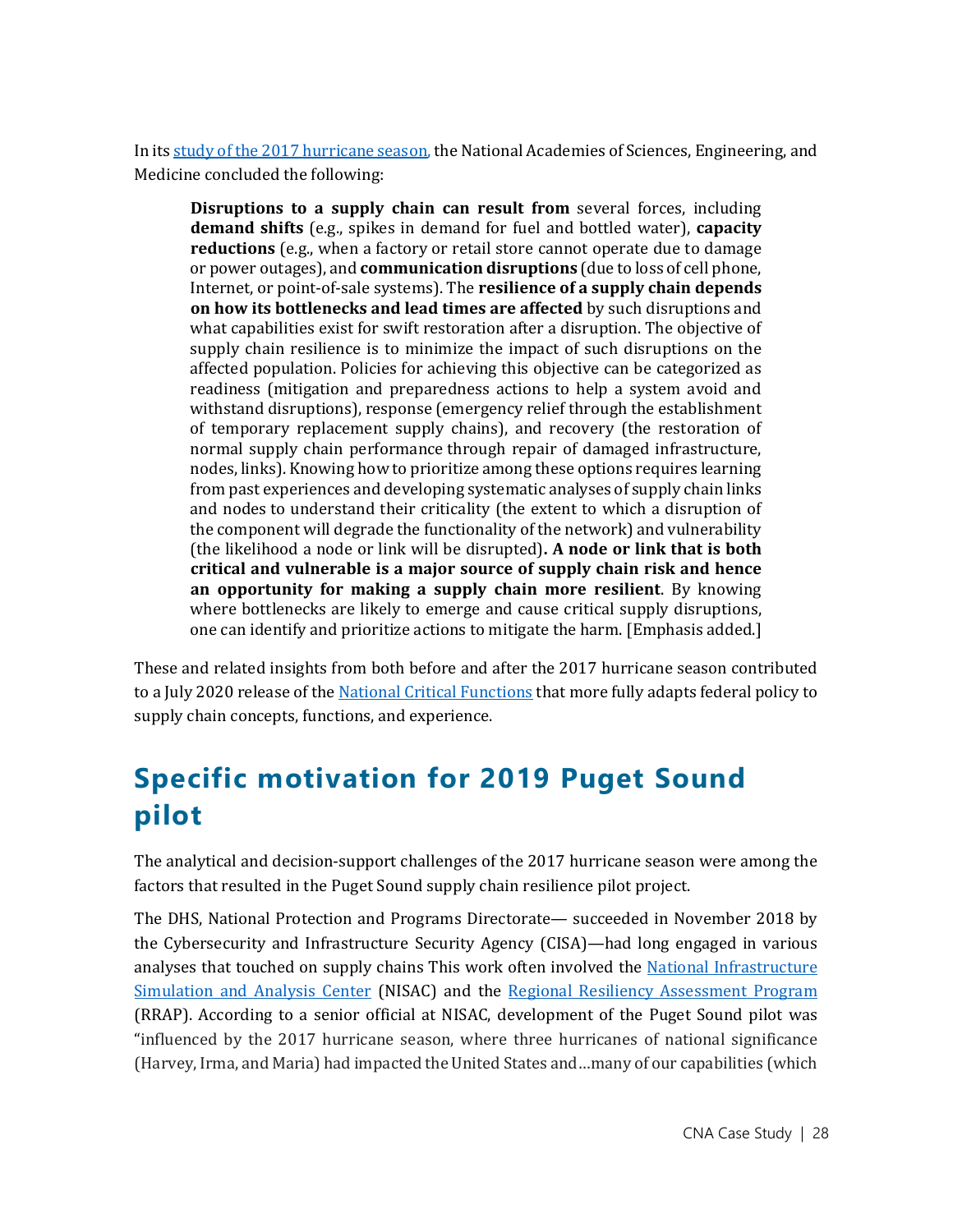In its study of the 2017 hurricane season, the National Academies of Sciences, Engineering, and Medicine concluded the following:

> **Disruptions to a supply chain can result from** several forces, including **demand shifts** (e.g., spikes in demand for fuel and bottled water), **capacity reductions** (e.g., when a factory or retail store cannot operate due to damage or power outages), and **communication disruptions** (due to loss of cell phone, Internet, or point-of-sale systems). The **resilience of a supply chain depends on how its bottlenecks and lead times are affected** by such disruptions and what capabilities exist for swift restoration after a disruption. The objective of supply chain resilience is to minimize the impact of such disruptions on the affected population. Policies for achieving this objective can be categorized as readiness (mitigation and preparedness actions to help a system avoid and withstand disruptions), response (emergency relief through the establishment of temporary replacement supply chains), and recovery (the restoration of normal supply chain performance through repair of damaged infrastructure, nodes, links). Knowing how to prioritize among these options requires learning from past experiences and developing systematic analyses of supply chain links and nodes to understand their criticality (the extent to which a disruption of the component will degrade the functionality of the network) and vulnerability (the likelihood a node or link will be disrupted)**. A node or link that is both critical and vulnerable is a major source of supply chain risk and hence an opportunity for making a supply chain more resilient**. By knowing where bottlenecks are likely to emerge and cause critical supply disruptions, one can identify and prioritize actions to mitigate the harm. [Emphasis added.]

These and related insights from both before and after the 2017 hurricane season contributed to a July 2020 release of the National Critical Functions that more fully adapts federal policy to supply chain concepts, functions, and experience.

## Specific motivation for 2019 Puget Sound pilot

The analytical and decision-support challenges of the 2017 hurricane season were among the factors that resulted in the Puget Sound supply chain resilience pilot project.

The DHS, National Protection and Programs Directorate— succeeded in November 2018 by the Cybersecurity and Infrastructure Security Agency (CISA)—had long engaged in various analyses that touched on supply chains This work often involved the National Infrastructure Simulation and Analysis Center (NISAC) and the Regional Resiliency Assessment Program (RRAP). According to a senior official at NISAC, development of the Puget Sound pilot was "influenced by the 2017 hurricane season, where three hurricanes of national significance (Harvey, Irma, and Maria) had impacted the United States and…many of our capabilities (which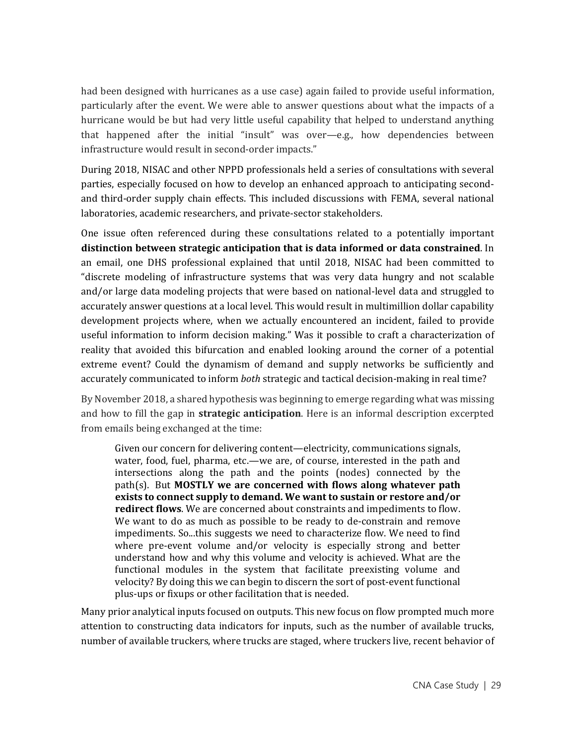had been designed with hurricanes as a use case) again failed to provide useful information, particularly after the event. We were able to answer questions about what the impacts of a hurricane would be but had very little useful capability that helped to understand anything that happened after the initial "insult" was over—e.g., how dependencies between infrastructure would result in second-order impacts."

During 2018, NISAC and other NPPD professionals held a series of consultations with several parties, especially focused on how to develop an enhanced approach to anticipating second- and third-order supply chain effects. This included discussions with FEMA, several national laboratories, academic researchers, and private-sector stakeholders.

One issue often referenced during these consultations related to a potentially important **distinction between strategic anticipation that is data informed or data constrained**. In an email, one DHS professional explained that until 2018, NISAC had been committed to "discrete modeling of infrastructure systems that was very data hungry and not scalable and/or large data modeling projects that were based on national-level data and struggled to accurately answer questions at a local level. This would result in multimillion dollar capability development projects where, when we actually encountered an incident, failed to provide useful information to inform decision making." Was it possible to craft a characterization of reality that avoided this bifurcation and enabled looking around the corner of a potential extreme event? Could the dynamism of demand and supply networks be sufficiently and accurately communicated to inform *both* strategic and tactical decision-making in real time?

By November 2018, a shared hypothesis was beginning to emerge regarding what was missing and how to fill the gap in **strategic anticipation**. Here is an informal description excerpted from emails being exchanged at the time:

> Given our concern for delivering content—electricity, communications signals, water, food, fuel, pharma, etc.—we are, of course, interested in the path and intersections along the path and the points (nodes) connected by the path(s). But **MOSTLY we are concerned with flows along whatever path exists to connect supply to demand. We want to sustain or restore and/or redirect flows**. We are concerned about constraints and impediments to flow. We want to do as much as possible to be ready to de-constrain and remove impediments. So...this suggests we need to characterize flow. We need to find where pre-event volume and/or velocity is especially strong and better understand how and why this volume and velocity is achieved. What are the functional modules in the system that facilitate preexisting volume and velocity? By doing this we can begin to discern the sort of post-event functional plus-ups or fixups or other facilitation that is needed.

Many prior analytical inputs focused on outputs. This new focus on flow prompted much more attention to constructing data indicators for inputs, such as the number of available trucks, number of available truckers, where trucks are staged, where truckers live, recent behavior of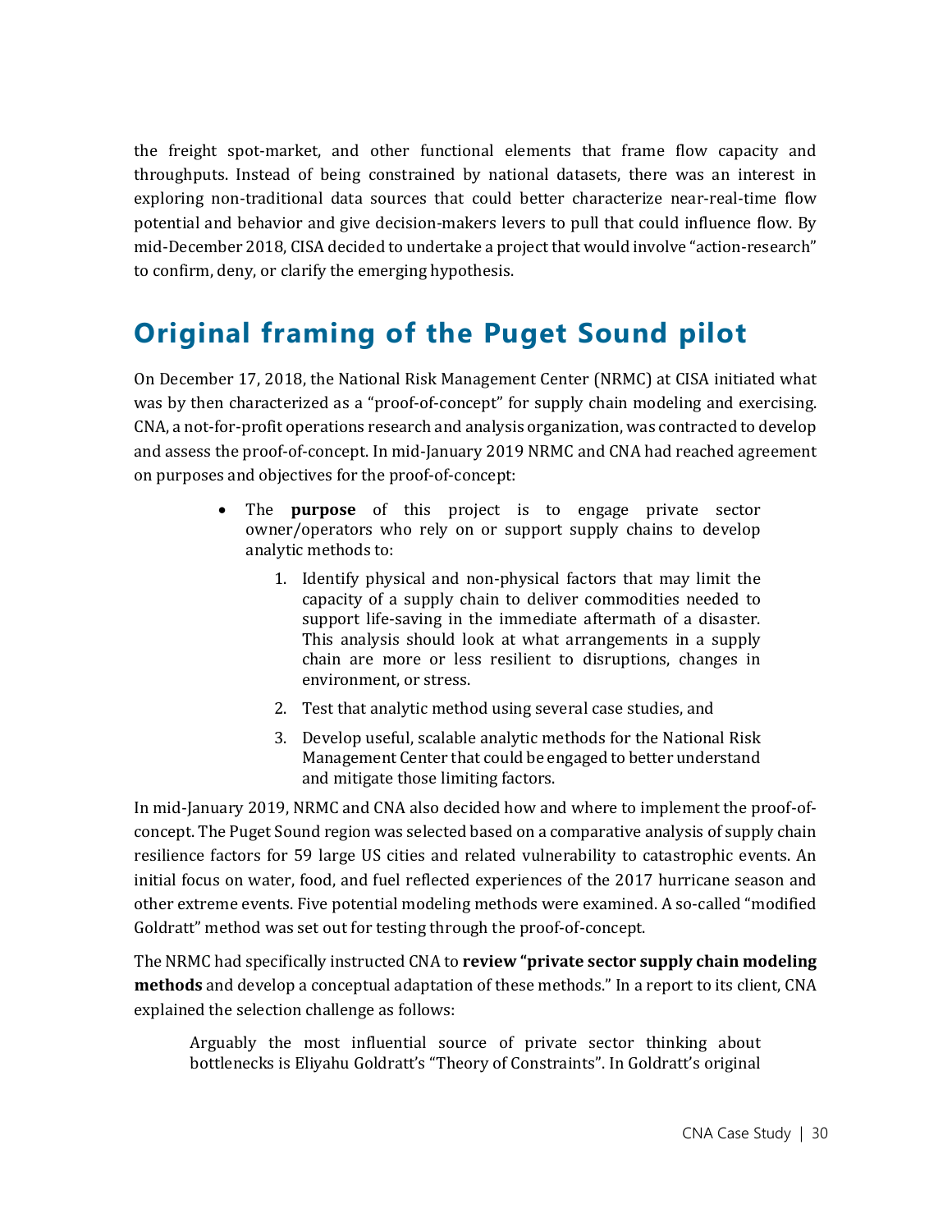the freight spot-market, and other functional elements that frame flow capacity and throughputs. Instead of being constrained by national datasets, there was an interest in exploring non-traditional data sources that could better characterize near-real-time flow potential and behavior and give decision-makers levers to pull that could influence flow. By mid-December 2018, CISA decided to undertake a project that would involve "action-research" to confirm, deny, or clarify the emerging hypothesis.

## Original framing of the Puget Sound pilot

On December 17, 2018, the National Risk Management Center (NRMC) at CISA initiated what was by then characterized as a "proof-of-concept" for supply chain modeling and exercising. CNA, a not-for-profit operations research and analysis organization, was contracted to develop and assess the proof-of-concept. In mid-January 2019 NRMC and CNA had reached agreement on purposes and objectives for the proof-of-concept:

- The **purpose** of this project is to engage private sector owner/operators who rely on or support supply chains to develop analytic methods to:
    1. Identify physical and non-physical factors that may limit the capacity of a supply chain to deliver commodities needed to support life-saving in the immediate aftermath of a disaster. This analysis should look at what arrangements in a supply chain are more or less resilient to disruptions, changes in environment, or stress.
    2. Test that analytic method using several case studies, and
    3. Develop useful, scalable analytic methods for the National Risk Management Center that could be engaged to better understand and mitigate those limiting factors.

In mid-January 2019, NRMC and CNA also decided how and where to implement the proof-of-concept. The Puget Sound region was selected based on a comparative analysis of supply chain resilience factors for 59 large US cities and related vulnerability to catastrophic events. An initial focus on water, food, and fuel reflected experiences of the 2017 hurricane season and other extreme events. Five potential modeling methods were examined. A so-called "modified Goldratt" method was set out for testing through the proof-of-concept.

The NRMC had specifically instructed CNA to **review "private sector supply chain modeling methods** and develop a conceptual adaptation of these methods." In a report to its client, CNA explained the selection challenge as follows:

> Arguably the most influential source of private sector thinking about bottlenecks is Eliyahu Goldratt's "Theory of Constraints". In Goldratt's original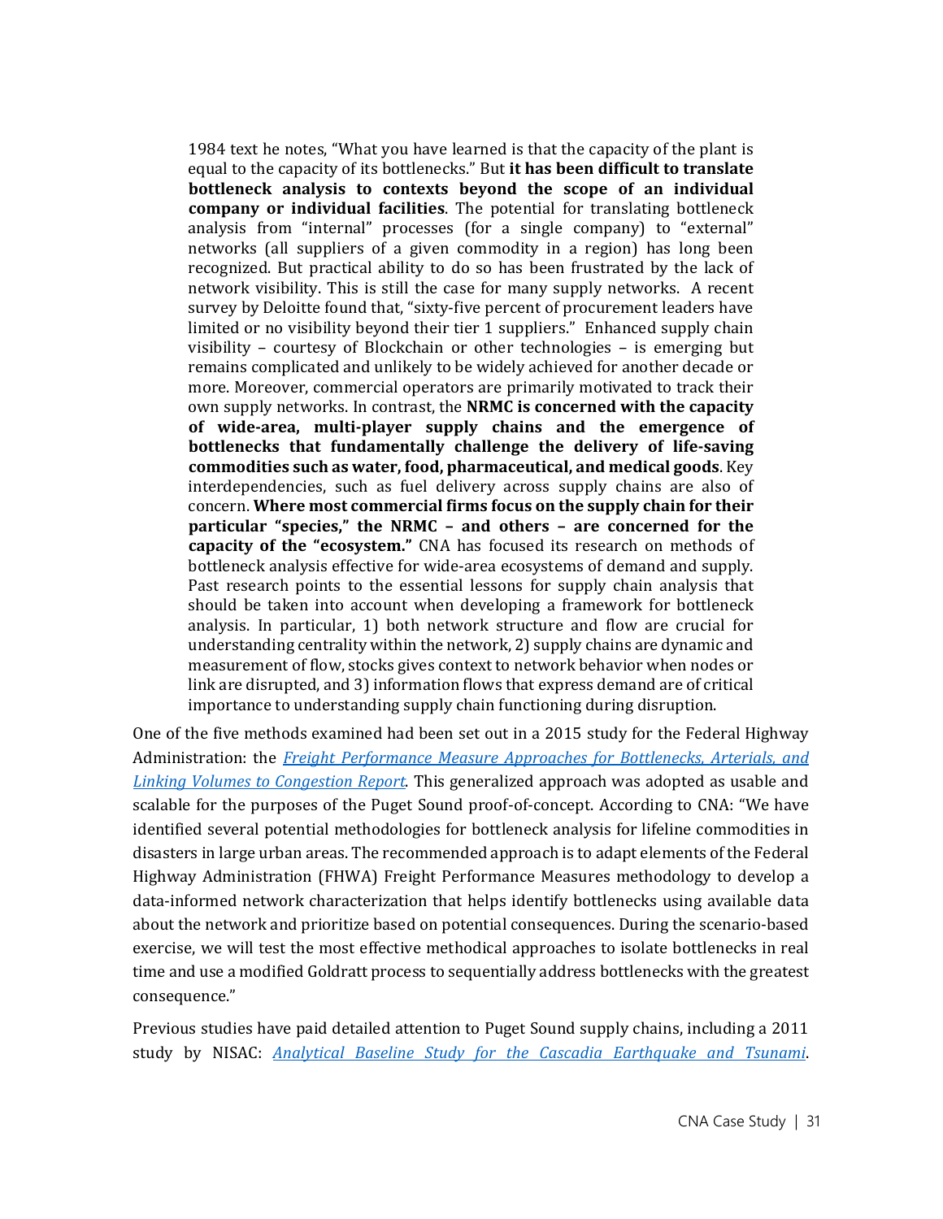> 1984 text he notes, "What you have learned is that the capacity of the plant is equal to the capacity of its bottlenecks." But **it has been difficult to translate bottleneck analysis to contexts beyond the scope of an individual company or individual facilities**. The potential for translating bottleneck analysis from "internal" processes (for a single company) to "external" networks (all suppliers of a given commodity in a region) has long been recognized. But practical ability to do so has been frustrated by the lack of network visibility. This is still the case for many supply networks. A recent survey by Deloitte found that, "sixty-five percent of procurement leaders have limited or no visibility beyond their tier 1 suppliers." Enhanced supply chain visibility – courtesy of Blockchain or other technologies – is emerging but remains complicated and unlikely to be widely achieved for another decade or more. Moreover, commercial operators are primarily motivated to track their own supply networks. In contrast, the **NRMC is concerned with the capacity of wide-area, multi-player supply chains and the emergence of bottlenecks that fundamentally challenge the delivery of life-saving commodities such as water, food, pharmaceutical, and medical goods**. Key interdependencies, such as fuel delivery across supply chains are also of concern. **Where most commercial firms focus on the supply chain for their particular "species," the NRMC – and others – are concerned for the capacity of the "ecosystem."** CNA has focused its research on methods of bottleneck analysis effective for wide-area ecosystems of demand and supply. Past research points to the essential lessons for supply chain analysis that should be taken into account when developing a framework for bottleneck analysis. In particular, 1) both network structure and flow are crucial for understanding centrality within the network, 2) supply chains are dynamic and measurement of flow, stocks gives context to network behavior when nodes or link are disrupted, and 3) information flows that express demand are of critical importance to understanding supply chain functioning during disruption.

One of the five methods examined had been set out in a 2015 study for the Federal Highway Administration: the *Freight Performance Measure Approaches for Bottlenecks, Arterials, and Linking Volumes to Congestion Report*. This generalized approach was adopted as usable and scalable for the purposes of the Puget Sound proof-of-concept. According to CNA: "We have identified several potential methodologies for bottleneck analysis for lifeline commodities in disasters in large urban areas. The recommended approach is to adapt elements of the Federal Highway Administration (FHWA) Freight Performance Measures methodology to develop a data-informed network characterization that helps identify bottlenecks using available data about the network and prioritize based on potential consequences. During the scenario-based exercise, we will test the most effective methodical approaches to isolate bottlenecks in real time and use a modified Goldratt process to sequentially address bottlenecks with the greatest consequence."

Previous studies have paid detailed attention to Puget Sound supply chains, including a 2011 study by NISAC: *Analytical Baseline Study for the Cascadia Earthquake and Tsunami*.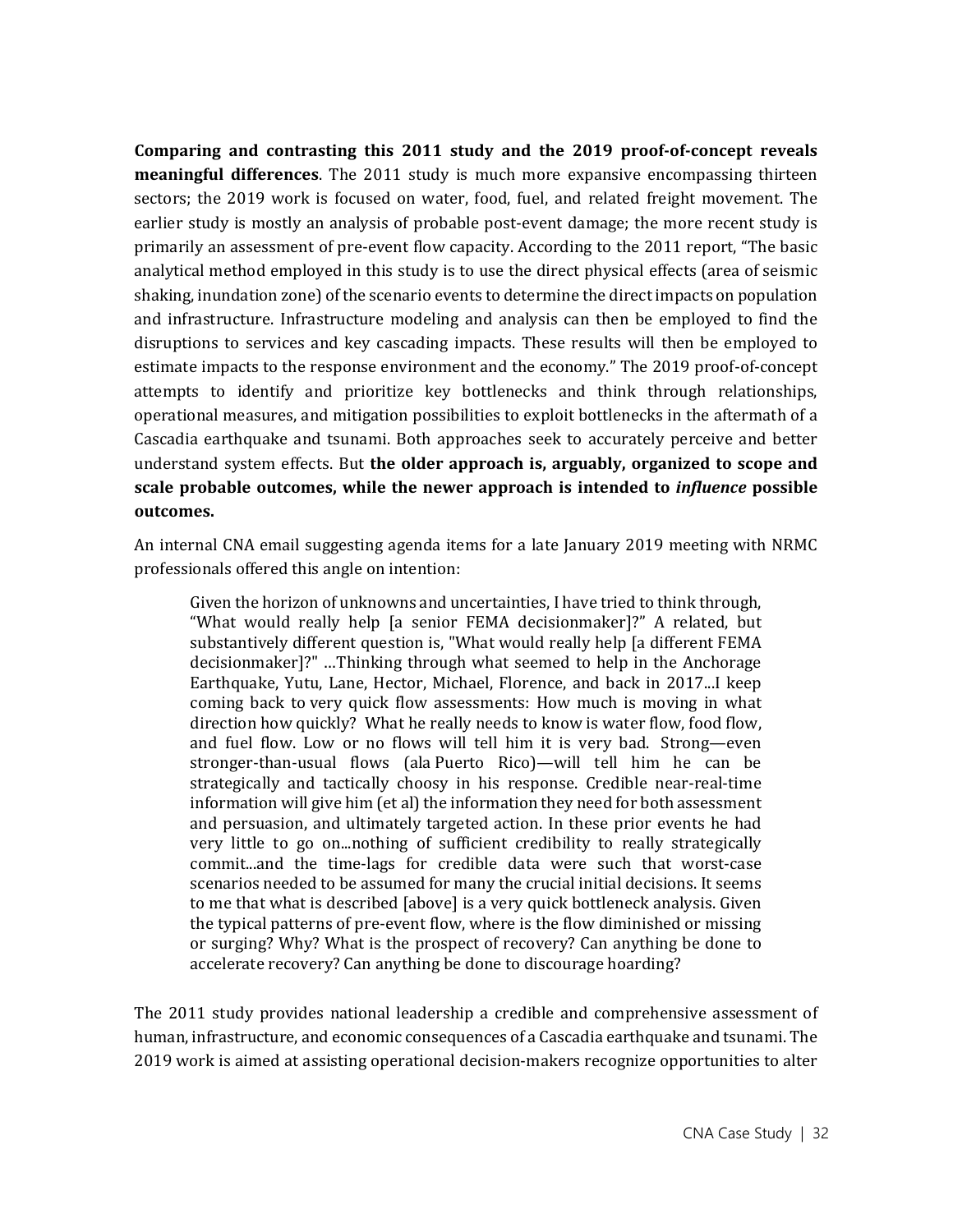**Comparing and contrasting this 2011 study and the 2019 proof-of-concept reveals meaningful differences**. The 2011 study is much more expansive encompassing thirteen sectors; the 2019 work is focused on water, food, fuel, and related freight movement. The earlier study is mostly an analysis of probable post-event damage; the more recent study is primarily an assessment of pre-event flow capacity. According to the 2011 report, "The basic analytical method employed in this study is to use the direct physical effects (area of seismic shaking, inundation zone) of the scenario events to determine the direct impacts on population and infrastructure. Infrastructure modeling and analysis can then be employed to find the disruptions to services and key cascading impacts. These results will then be employed to estimate impacts to the response environment and the economy." The 2019 proof-of-concept attempts to identify and prioritize key bottlenecks and think through relationships, operational measures, and mitigation possibilities to exploit bottlenecks in the aftermath of a Cascadia earthquake and tsunami. Both approaches seek to accurately perceive and better understand system effects. But **the older approach is, arguably, organized to scope and scale probable outcomes, while the newer approach is intended to *influence* possible outcomes.**

An internal CNA email suggesting agenda items for a late January 2019 meeting with NRMC professionals offered this angle on intention:

> Given the horizon of unknowns and uncertainties, I have tried to think through, "What would really help [a senior FEMA decisionmaker]?" A related, but substantively different question is, "What would really help [a different FEMA decisionmaker]?" …Thinking through what seemed to help in the Anchorage Earthquake, Yutu, Lane, Hector, Michael, Florence, and back in 2017...I keep coming back to very quick flow assessments: How much is moving in what direction how quickly? What he really needs to know is water flow, food flow, and fuel flow. Low or no flows will tell him it is very bad. Strong—even stronger-than-usual flows (ala Puerto Rico)—will tell him he can be strategically and tactically choosy in his response. Credible near-real-time information will give him (et al) the information they need for both assessment and persuasion, and ultimately targeted action. In these prior events he had very little to go on...nothing of sufficient credibility to really strategically commit...and the time-lags for credible data were such that worst-case scenarios needed to be assumed for many the crucial initial decisions. It seems to me that what is described [above] is a very quick bottleneck analysis. Given the typical patterns of pre-event flow, where is the flow diminished or missing or surging? Why? What is the prospect of recovery? Can anything be done to accelerate recovery? Can anything be done to discourage hoarding?

The 2011 study provides national leadership a credible and comprehensive assessment of human, infrastructure, and economic consequences of a Cascadia earthquake and tsunami. The 2019 work is aimed at assisting operational decision-makers recognize opportunities to alter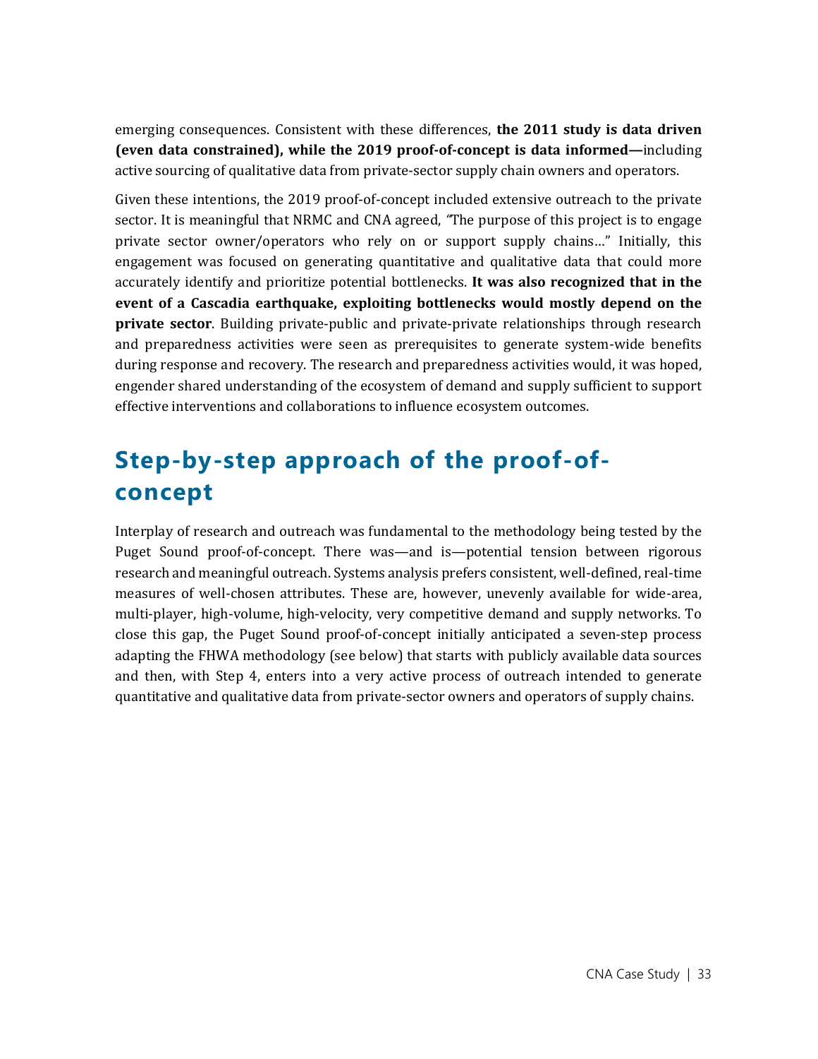emerging consequences. Consistent with these differences, **the 2011 study is data driven (even data constrained), while the 2019 proof-of-concept is data informed—**including active sourcing of qualitative data from private-sector supply chain owners and operators.

Given these intentions, the 2019 proof-of-concept included extensive outreach to the private sector. It is meaningful that NRMC and CNA agreed, "The purpose of this project is to engage private sector owner/operators who rely on or support supply chains…" Initially, this engagement was focused on generating quantitative and qualitative data that could more accurately identify and prioritize potential bottlenecks. **It was also recognized that in the event of a Cascadia earthquake, exploiting bottlenecks would mostly depend on the private sector**. Building private-public and private-private relationships through research and preparedness activities were seen as prerequisites to generate system-wide benefits during response and recovery. The research and preparedness activities would, it was hoped, engender shared understanding of the ecosystem of demand and supply sufficient to support effective interventions and collaborations to influence ecosystem outcomes.

## Step-by-step approach of the proof-of-concept

Interplay of research and outreach was fundamental to the methodology being tested by the Puget Sound proof-of-concept. There was—and is—potential tension between rigorous research and meaningful outreach. Systems analysis prefers consistent, well-defined, real-time measures of well-chosen attributes. These are, however, unevenly available for wide-area, multi-player, high-volume, high-velocity, very competitive demand and supply networks. To close this gap, the Puget Sound proof-of-concept initially anticipated a seven-step process adapting the FHWA methodology (see below) that starts with publicly available data sources and then, with Step 4, enters into a very active process of outreach intended to generate quantitative and qualitative data from private-sector owners and operators of supply chains.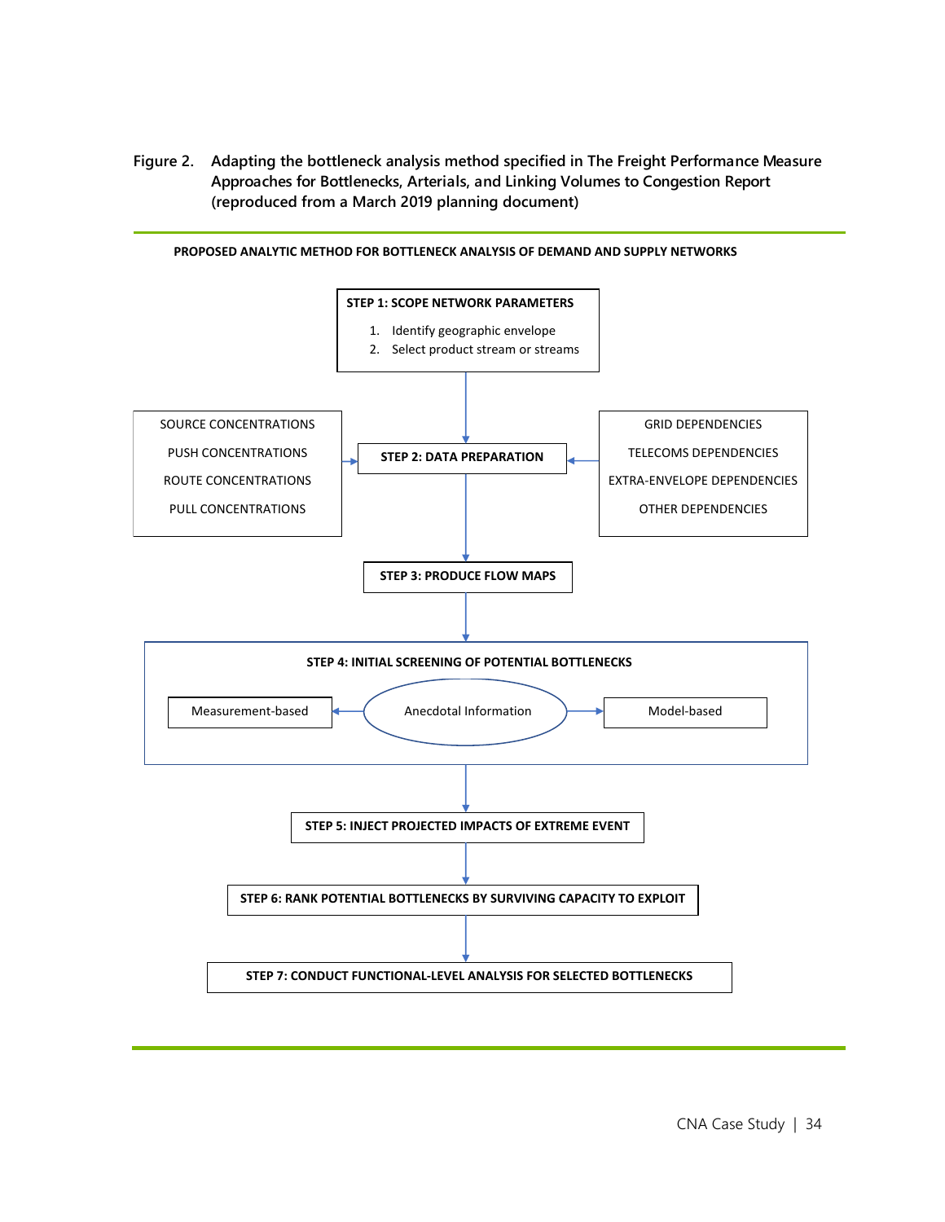**Figure 2. Adapting the bottleneck analysis method specified in The Freight Performance Measure Approaches for Bottlenecks, Arterials, and Linking Volumes to Congestion Report (reproduced from a March 2019 planning document)**

---

**PROPOSED ANALYTIC METHOD FOR BOTTLENECK ANALYSIS OF DEMAND AND SUPPLY NETWORKS**

**STEP 1: SCOPE NETWORK PARAMETERS**

1. Identify geographic envelope
2. Select product stream or streams

**STEP 2: DATA PREPARATION**

Inputs (left):

- SOURCE CONCENTRATIONS
- PUSH CONCENTRATIONS
- ROUTE CONCENTRATIONS
- PULL CONCENTRATIONS

Inputs (right):

- GRID DEPENDENCIES
- TELECOMS DEPENDENCIES
- EXTRA-ENVELOPE DEPENDENCIES
- OTHER DEPENDENCIES

**STEP 3: PRODUCE FLOW MAPS**

**STEP 4: INITIAL SCREENING OF POTENTIAL BOTTLENECKS**

- Anecdotal Information → Measurement-based
- Anecdotal Information → Model-based

**STEP 5: INJECT PROJECTED IMPACTS OF EXTREME EVENT**

**STEP 6: RANK POTENTIAL BOTTLENECKS BY SURVIVING CAPACITY TO EXPLOIT**

**STEP 7: CONDUCT FUNCTIONAL-LEVEL ANALYSIS FOR SELECTED BOTTLENECKS**

---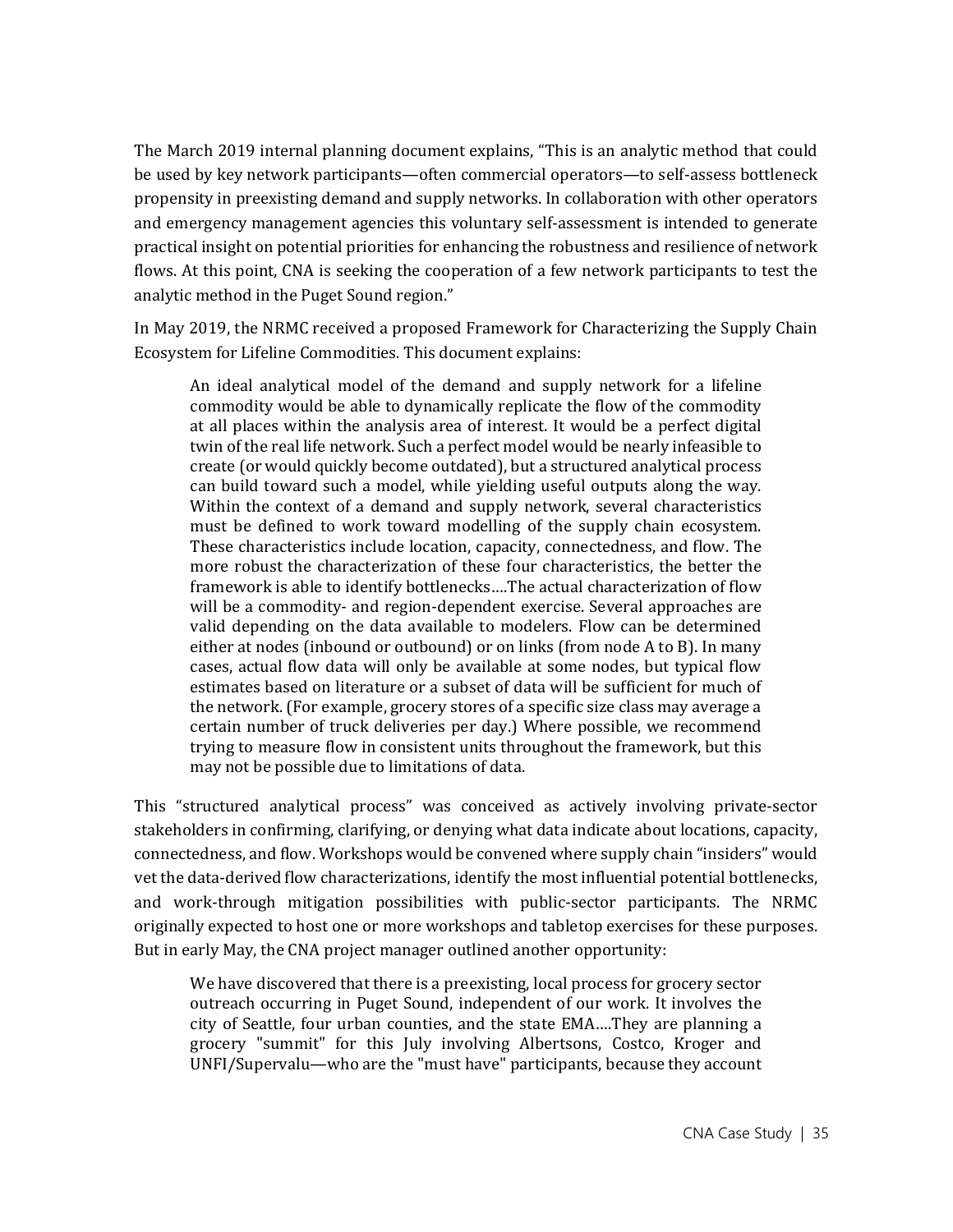The March 2019 internal planning document explains, "This is an analytic method that could be used by key network participants—often commercial operators—to self-assess bottleneck propensity in preexisting demand and supply networks. In collaboration with other operators and emergency management agencies this voluntary self-assessment is intended to generate practical insight on potential priorities for enhancing the robustness and resilience of network flows. At this point, CNA is seeking the cooperation of a few network participants to test the analytic method in the Puget Sound region."

In May 2019, the NRMC received a proposed Framework for Characterizing the Supply Chain Ecosystem for Lifeline Commodities. This document explains:

> An ideal analytical model of the demand and supply network for a lifeline commodity would be able to dynamically replicate the flow of the commodity at all places within the analysis area of interest. It would be a perfect digital twin of the real life network. Such a perfect model would be nearly infeasible to create (or would quickly become outdated), but a structured analytical process can build toward such a model, while yielding useful outputs along the way. Within the context of a demand and supply network, several characteristics must be defined to work toward modelling of the supply chain ecosystem. These characteristics include location, capacity, connectedness, and flow. The more robust the characterization of these four characteristics, the better the framework is able to identify bottlenecks….The actual characterization of flow will be a commodity- and region-dependent exercise. Several approaches are valid depending on the data available to modelers. Flow can be determined either at nodes (inbound or outbound) or on links (from node A to B). In many cases, actual flow data will only be available at some nodes, but typical flow estimates based on literature or a subset of data will be sufficient for much of the network. (For example, grocery stores of a specific size class may average a certain number of truck deliveries per day.) Where possible, we recommend trying to measure flow in consistent units throughout the framework, but this may not be possible due to limitations of data.

This "structured analytical process" was conceived as actively involving private-sector stakeholders in confirming, clarifying, or denying what data indicate about locations, capacity, connectedness, and flow. Workshops would be convened where supply chain "insiders" would vet the data-derived flow characterizations, identify the most influential potential bottlenecks, and work-through mitigation possibilities with public-sector participants. The NRMC originally expected to host one or more workshops and tabletop exercises for these purposes. But in early May, the CNA project manager outlined another opportunity:

> We have discovered that there is a preexisting, local process for grocery sector outreach occurring in Puget Sound, independent of our work. It involves the city of Seattle, four urban counties, and the state EMA….They are planning a grocery "summit" for this July involving Albertsons, Costco, Kroger and UNFI/Supervalu—who are the "must have" participants, because they account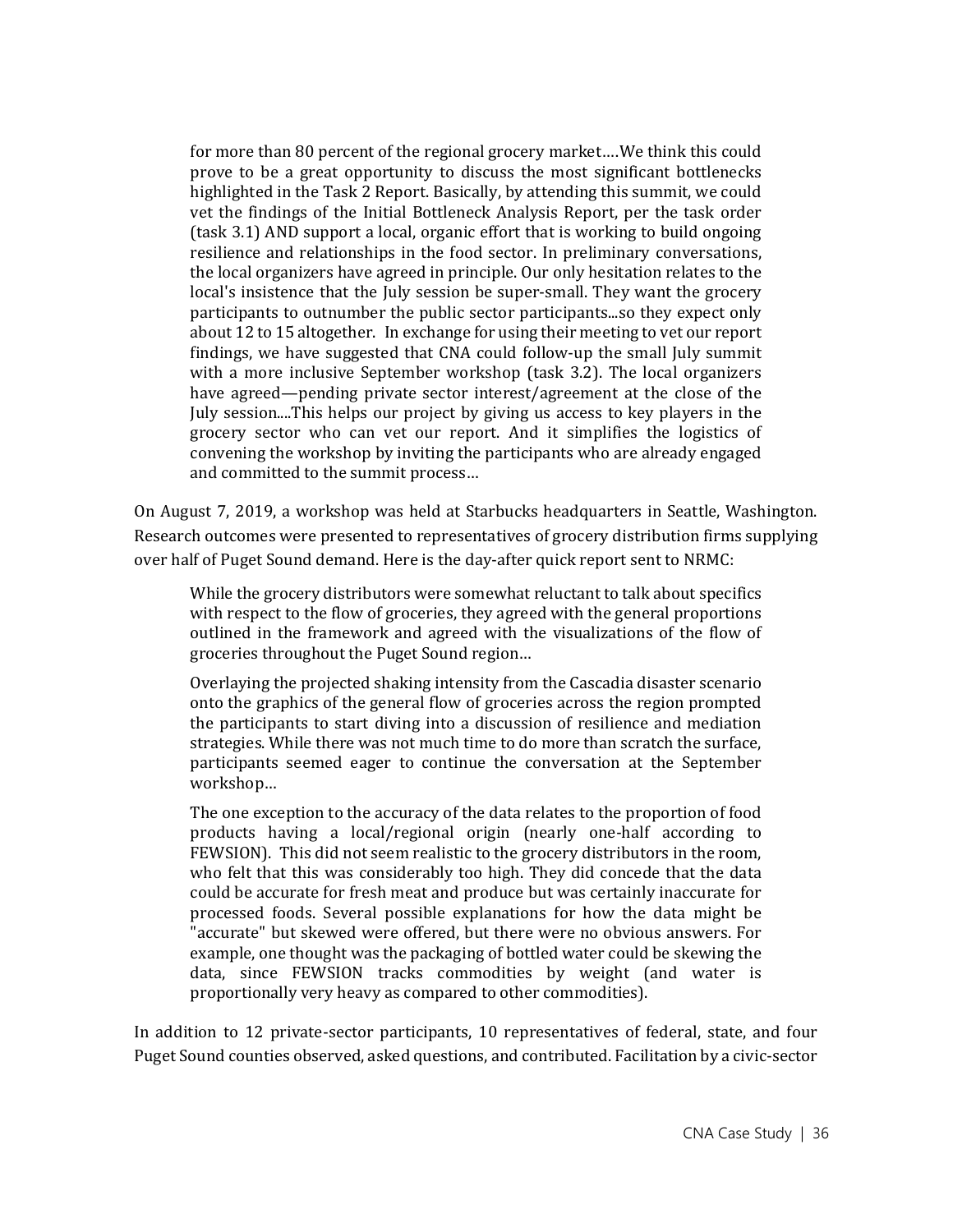> for more than 80 percent of the regional grocery market….We think this could prove to be a great opportunity to discuss the most significant bottlenecks highlighted in the Task 2 Report. Basically, by attending this summit, we could vet the findings of the Initial Bottleneck Analysis Report, per the task order (task 3.1) AND support a local, organic effort that is working to build ongoing resilience and relationships in the food sector. In preliminary conversations, the local organizers have agreed in principle. Our only hesitation relates to the local's insistence that the July session be super-small. They want the grocery participants to outnumber the public sector participants...so they expect only about 12 to 15 altogether. In exchange for using their meeting to vet our report findings, we have suggested that CNA could follow-up the small July summit with a more inclusive September workshop (task 3.2). The local organizers have agreed—pending private sector interest/agreement at the close of the July session....This helps our project by giving us access to key players in the grocery sector who can vet our report. And it simplifies the logistics of convening the workshop by inviting the participants who are already engaged and committed to the summit process…

On August 7, 2019, a workshop was held at Starbucks headquarters in Seattle, Washington. Research outcomes were presented to representatives of grocery distribution firms supplying over half of Puget Sound demand. Here is the day-after quick report sent to NRMC:

> While the grocery distributors were somewhat reluctant to talk about specifics with respect to the flow of groceries, they agreed with the general proportions outlined in the framework and agreed with the visualizations of the flow of groceries throughout the Puget Sound region…
>
> Overlaying the projected shaking intensity from the Cascadia disaster scenario onto the graphics of the general flow of groceries across the region prompted the participants to start diving into a discussion of resilience and mediation strategies. While there was not much time to do more than scratch the surface, participants seemed eager to continue the conversation at the September workshop…
>
> The one exception to the accuracy of the data relates to the proportion of food products having a local/regional origin (nearly one-half according to FEWSION). This did not seem realistic to the grocery distributors in the room, who felt that this was considerably too high. They did concede that the data could be accurate for fresh meat and produce but was certainly inaccurate for processed foods. Several possible explanations for how the data might be "accurate" but skewed were offered, but there were no obvious answers. For example, one thought was the packaging of bottled water could be skewing the data, since FEWSION tracks commodities by weight (and water is proportionally very heavy as compared to other commodities).

In addition to 12 private-sector participants, 10 representatives of federal, state, and four Puget Sound counties observed, asked questions, and contributed. Facilitation by a civic-sector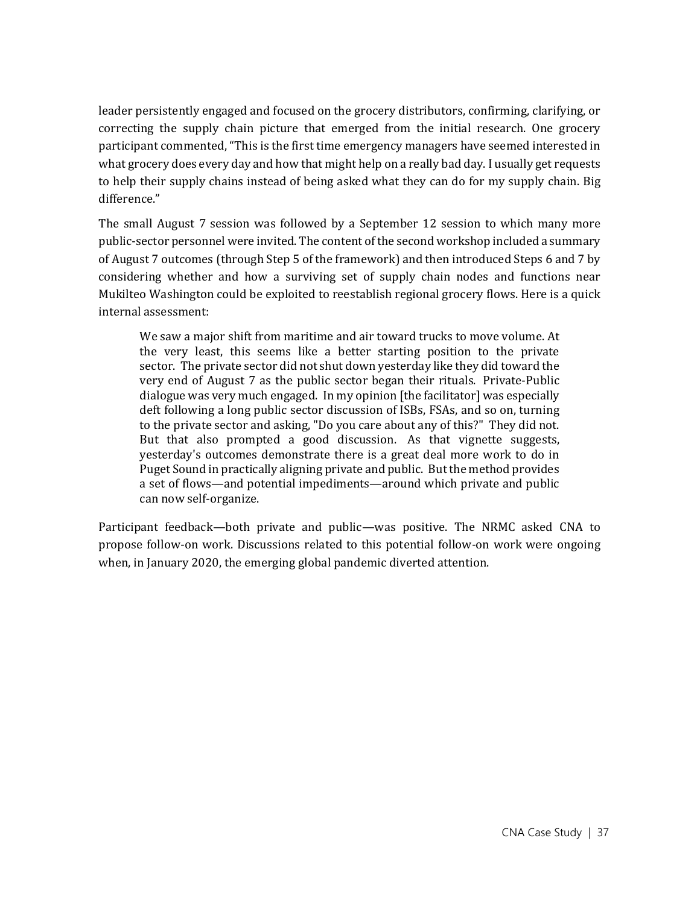leader persistently engaged and focused on the grocery distributors, confirming, clarifying, or correcting the supply chain picture that emerged from the initial research. One grocery participant commented, "This is the first time emergency managers have seemed interested in what grocery does every day and how that might help on a really bad day. I usually get requests to help their supply chains instead of being asked what they can do for my supply chain. Big difference."

The small August 7 session was followed by a September 12 session to which many more public-sector personnel were invited. The content of the second workshop included a summary of August 7 outcomes (through Step 5 of the framework) and then introduced Steps 6 and 7 by considering whether and how a surviving set of supply chain nodes and functions near Mukilteo Washington could be exploited to reestablish regional grocery flows. Here is a quick internal assessment:

> We saw a major shift from maritime and air toward trucks to move volume. At the very least, this seems like a better starting position to the private sector. The private sector did not shut down yesterday like they did toward the very end of August 7 as the public sector began their rituals. Private-Public dialogue was very much engaged. In my opinion [the facilitator] was especially deft following a long public sector discussion of ISBs, FSAs, and so on, turning to the private sector and asking, "Do you care about any of this?" They did not. But that also prompted a good discussion. As that vignette suggests, yesterday's outcomes demonstrate there is a great deal more work to do in Puget Sound in practically aligning private and public. But the method provides a set of flows—and potential impediments—around which private and public can now self-organize.

Participant feedback—both private and public—was positive. The NRMC asked CNA to propose follow-on work. Discussions related to this potential follow-on work were ongoing when, in January 2020, the emerging global pandemic diverted attention.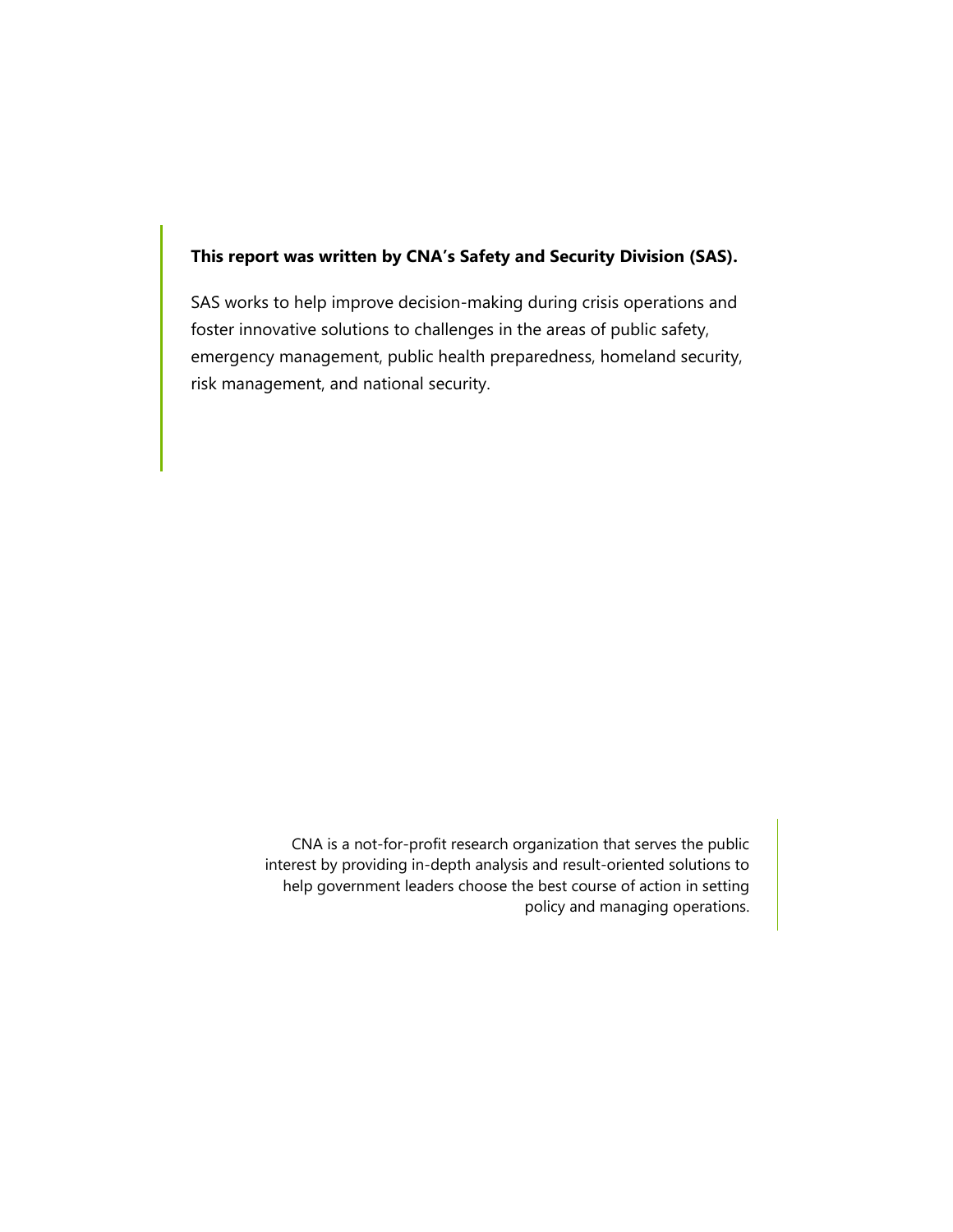**This report was written by CNA's Safety and Security Division (SAS).**

SAS works to help improve decision-making during crisis operations and foster innovative solutions to challenges in the areas of public safety, emergency management, public health preparedness, homeland security, risk management, and national security.

CNA is a not-for-profit research organization that serves the public interest by providing in-depth analysis and result-oriented solutions to help government leaders choose the best course of action in setting policy and managing operations.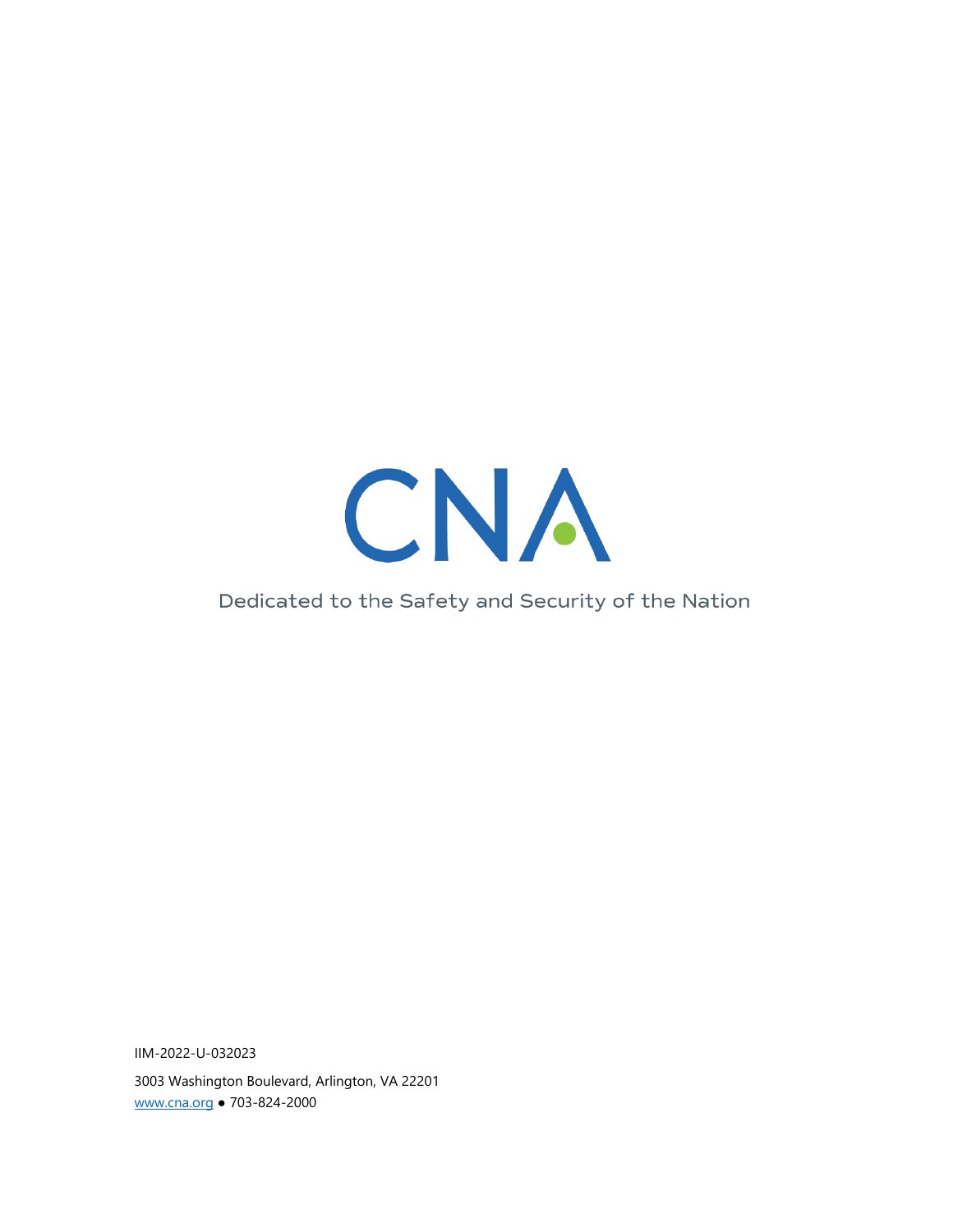CNA

Dedicated to the Safety and Security of the Nation

IIM-2022-U-032023

3003 Washington Boulevard, Arlington, VA 22201
www.cna.org ● 703-824-2000